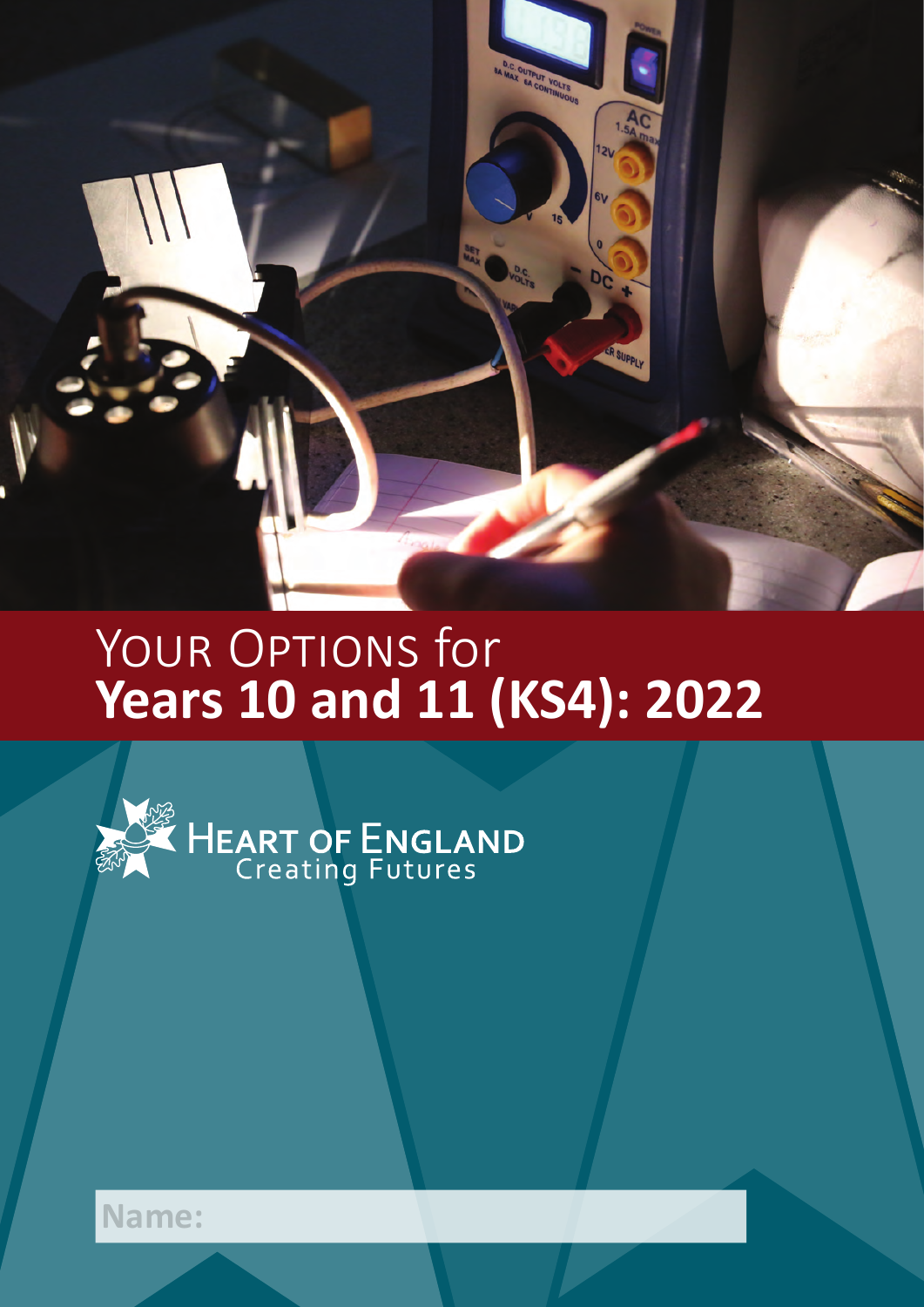# Your Options for **Years 10 and 11 (KS4): 2022**

Heart of England
Creating Futures

Name: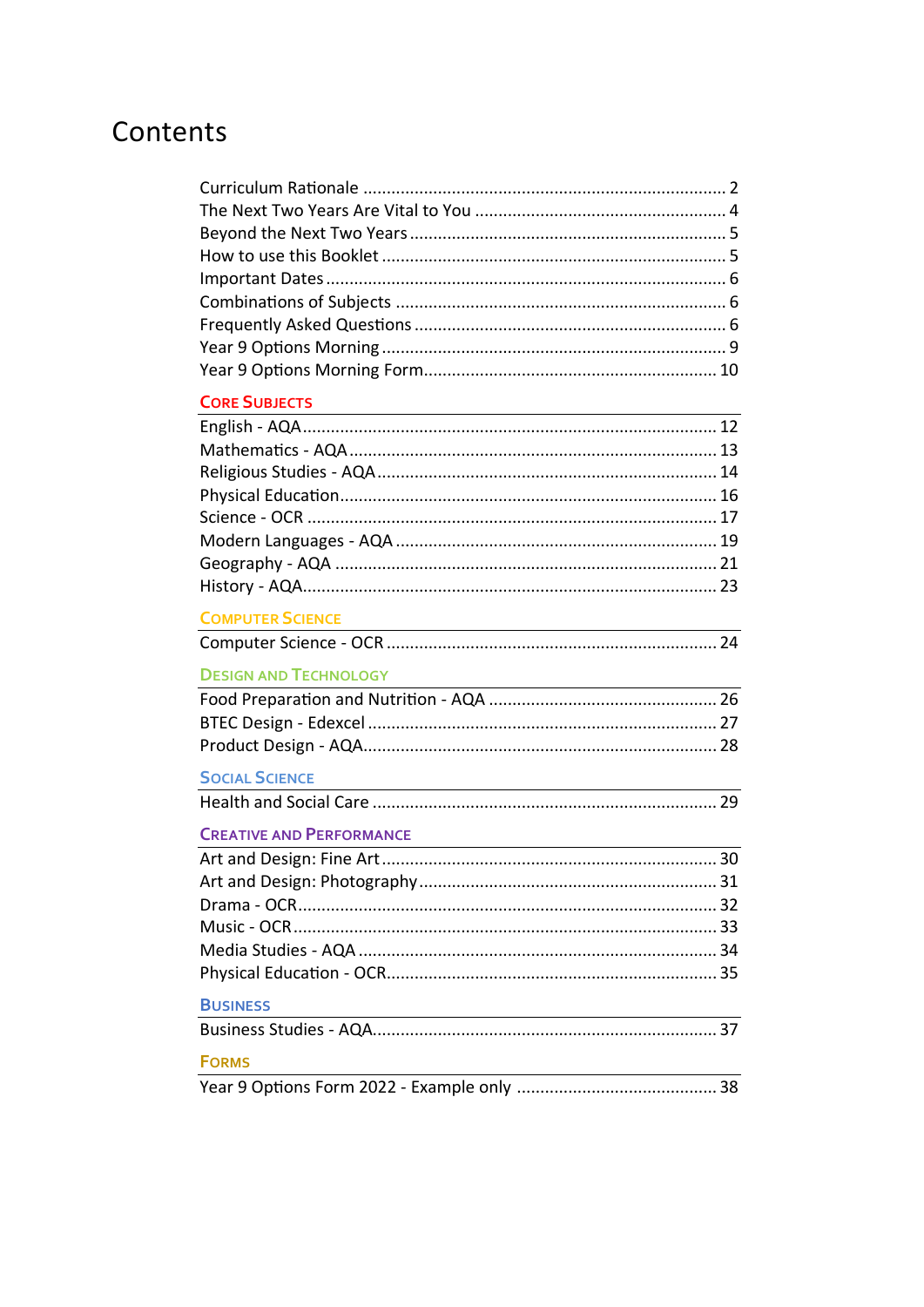# Contents

Curriculum Rationale ............................................................................ 2
The Next Two Years Are Vital to You ..................................................... 4
Beyond the Next Two Years ................................................................... 5
How to use this Booklet ........................................................................ 5
Important Dates .................................................................................... 6
Combinations of Subjects ..................................................................... 6
Frequently Asked Questions ................................................................. 6
Year 9 Options Morning ......................................................................... 9
Year 9 Options Morning Form............................................................. 10

## Core Subjects

English - AQA...................................................................................... 12
Mathematics - AQA ............................................................................. 13
Religious Studies - AQA....................................................................... 14
Physical Education............................................................................... 16
Science - OCR ...................................................................................... 17
Modern Languages - AQA ................................................................... 19
Geography - AQA ................................................................................ 21
History - AQA....................................................................................... 23

## Computer Science

Computer Science - OCR ..................................................................... 24

## Design and Technology

Food Preparation and Nutrition - AQA ................................................ 26
BTEC Design - Edexcel ......................................................................... 27
Product Design - AQA.......................................................................... 28

## Social Science

Health and Social Care ........................................................................ 29

## Creative and Performance

Art and Design: Fine Art ...................................................................... 30
Art and Design: Photography .............................................................. 31
Drama - OCR........................................................................................ 32
Music - OCR......................................................................................... 33
Media Studies - AQA ........................................................................... 34
Physical Education - OCR..................................................................... 35

## Business

Business Studies - AQA........................................................................ 37

## Forms

Year 9 Options Form 2022 - Example only .......................................... 38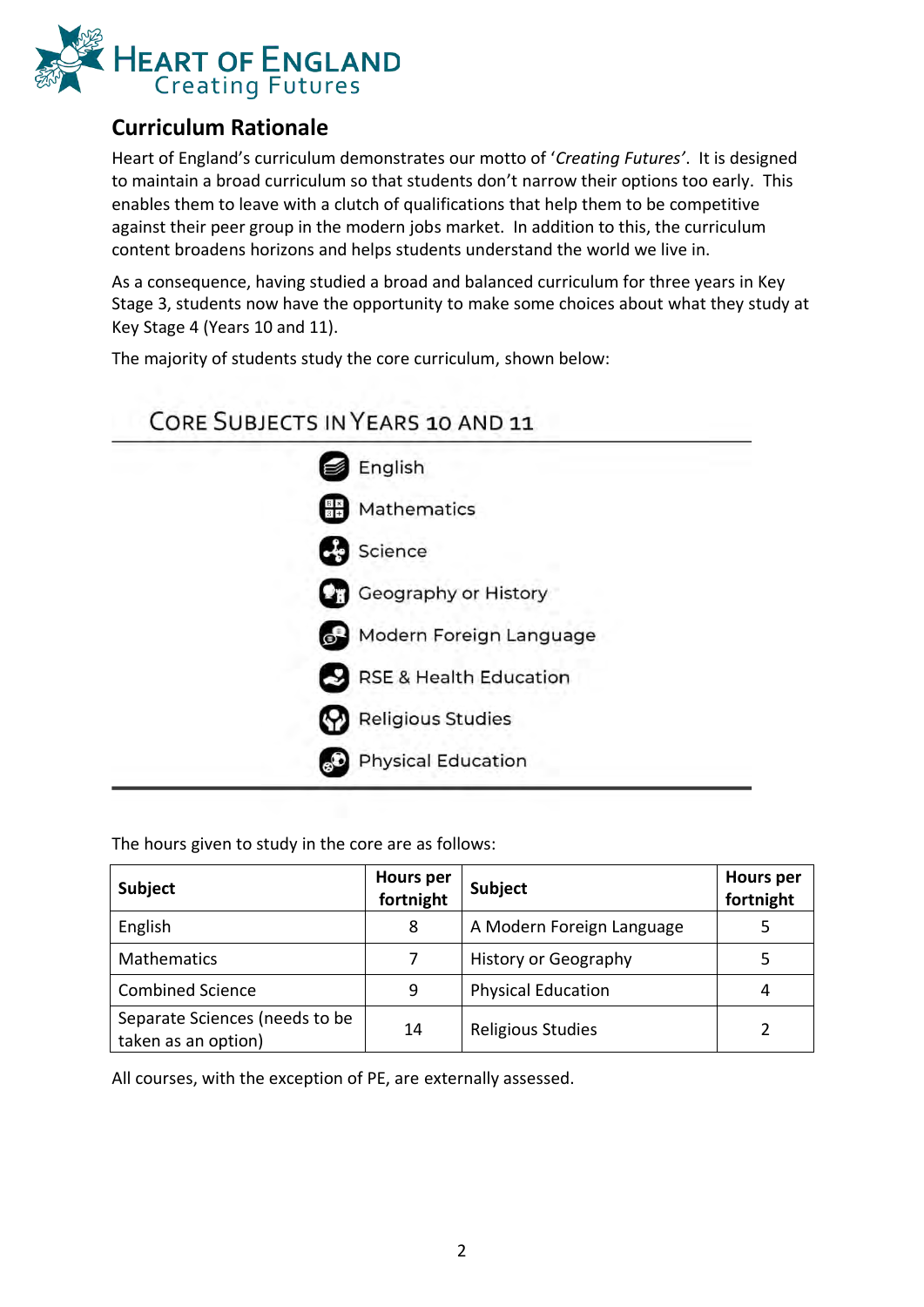HEART OF ENGLAND
Creating Futures

## Curriculum Rationale

Heart of England's curriculum demonstrates our motto of '*Creating Futures*'. It is designed to maintain a broad curriculum so that students don't narrow their options too early. This enables them to leave with a clutch of qualifications that help them to be competitive against their peer group in the modern jobs market. In addition to this, the curriculum content broadens horizons and helps students understand the world we live in.

As a consequence, having studied a broad and balanced curriculum for three years in Key Stage 3, students now have the opportunity to make some choices about what they study at Key Stage 4 (Years 10 and 11).

The majority of students study the core curriculum, shown below:

### Core Subjects in Years 10 and 11

- English
- Mathematics
- Science
- Geography or History
- Modern Foreign Language
- RSE & Health Education
- Religious Studies
- Physical Education

The hours given to study in the core are as follows:

| Subject | Hours per fortnight | Subject | Hours per fortnight |
|---|---|---|---|
| English | 8 | A Modern Foreign Language | 5 |
| Mathematics | 7 | History or Geography | 5 |
| Combined Science | 9 | Physical Education | 4 |
| Separate Sciences (needs to be taken as an option) | 14 | Religious Studies | 2 |

All courses, with the exception of PE, are externally assessed.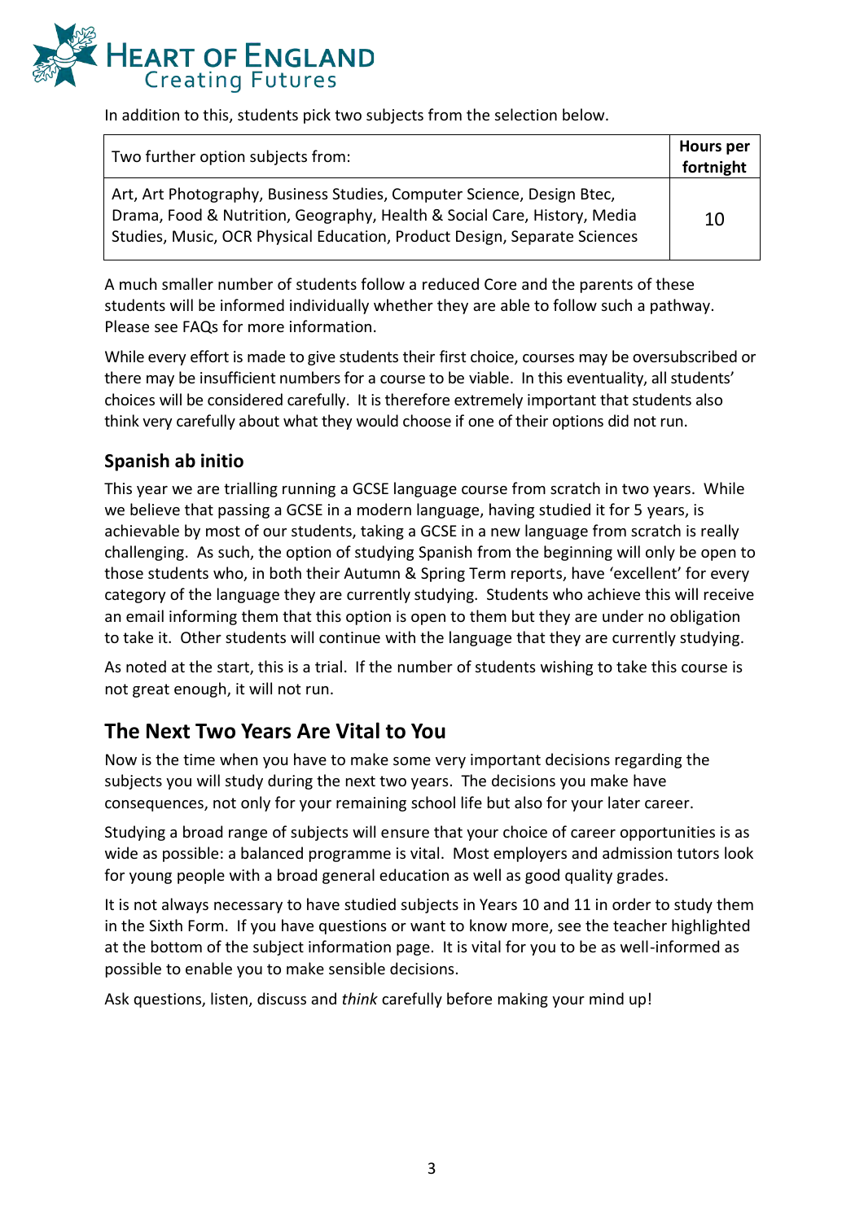In addition to this, students pick two subjects from the selection below.

| Two further option subjects from: | Hours per fortnight |
| --- | --- |
| Art, Art Photography, Business Studies, Computer Science, Design Btec, Drama, Food & Nutrition, Geography, Health & Social Care, History, Media Studies, Music, OCR Physical Education, Product Design, Separate Sciences | 10 |

A much smaller number of students follow a reduced Core and the parents of these students will be informed individually whether they are able to follow such a pathway. Please see FAQs for more information.

While every effort is made to give students their first choice, courses may be oversubscribed or there may be insufficient numbers for a course to be viable. In this eventuality, all students' choices will be considered carefully. It is therefore extremely important that students also think very carefully about what they would choose if one of their options did not run.

### Spanish ab initio

This year we are trialling running a GCSE language course from scratch in two years. While we believe that passing a GCSE in a modern language, having studied it for 5 years, is achievable by most of our students, taking a GCSE in a new language from scratch is really challenging. As such, the option of studying Spanish from the beginning will only be open to those students who, in both their Autumn & Spring Term reports, have 'excellent' for every category of the language they are currently studying. Students who achieve this will receive an email informing them that this option is open to them but they are under no obligation to take it. Other students will continue with the language that they are currently studying.

As noted at the start, this is a trial. If the number of students wishing to take this course is not great enough, it will not run.

## The Next Two Years Are Vital to You

Now is the time when you have to make some very important decisions regarding the subjects you will study during the next two years. The decisions you make have consequences, not only for your remaining school life but also for your later career.

Studying a broad range of subjects will ensure that your choice of career opportunities is as wide as possible: a balanced programme is vital. Most employers and admission tutors look for young people with a broad general education as well as good quality grades.

It is not always necessary to have studied subjects in Years 10 and 11 in order to study them in the Sixth Form. If you have questions or want to know more, see the teacher highlighted at the bottom of the subject information page. It is vital for you to be as well-informed as possible to enable you to make sensible decisions.

Ask questions, listen, discuss and *think* carefully before making your mind up!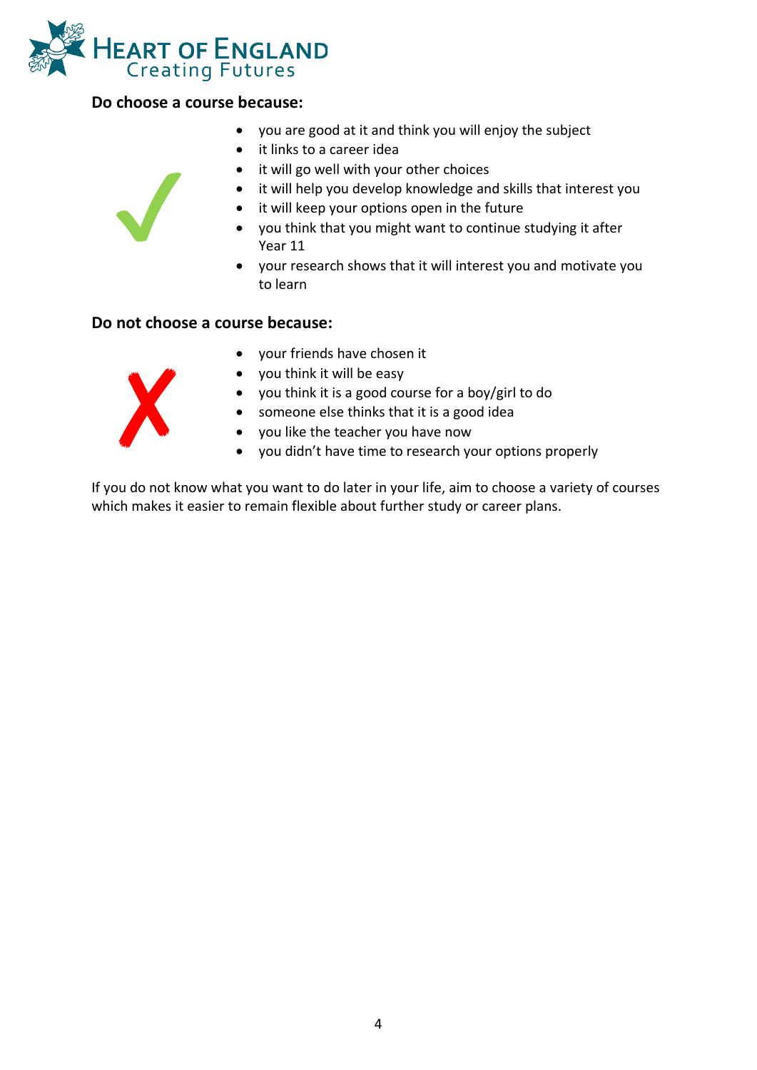**Do choose a course because:**

- you are good at it and think you will enjoy the subject
- it links to a career idea
- it will go well with your other choices
- it will help you develop knowledge and skills that interest you
- it will keep your options open in the future
- you think that you might want to continue studying it after Year 11
- your research shows that it will interest you and motivate you to learn

**Do not choose a course because:**

- your friends have chosen it
- you think it will be easy
- you think it is a good course for a boy/girl to do
- someone else thinks that it is a good idea
- you like the teacher you have now
- you didn't have time to research your options properly

If you do not know what you want to do later in your life, aim to choose a variety of courses which makes it easier to remain flexible about further study or career plans.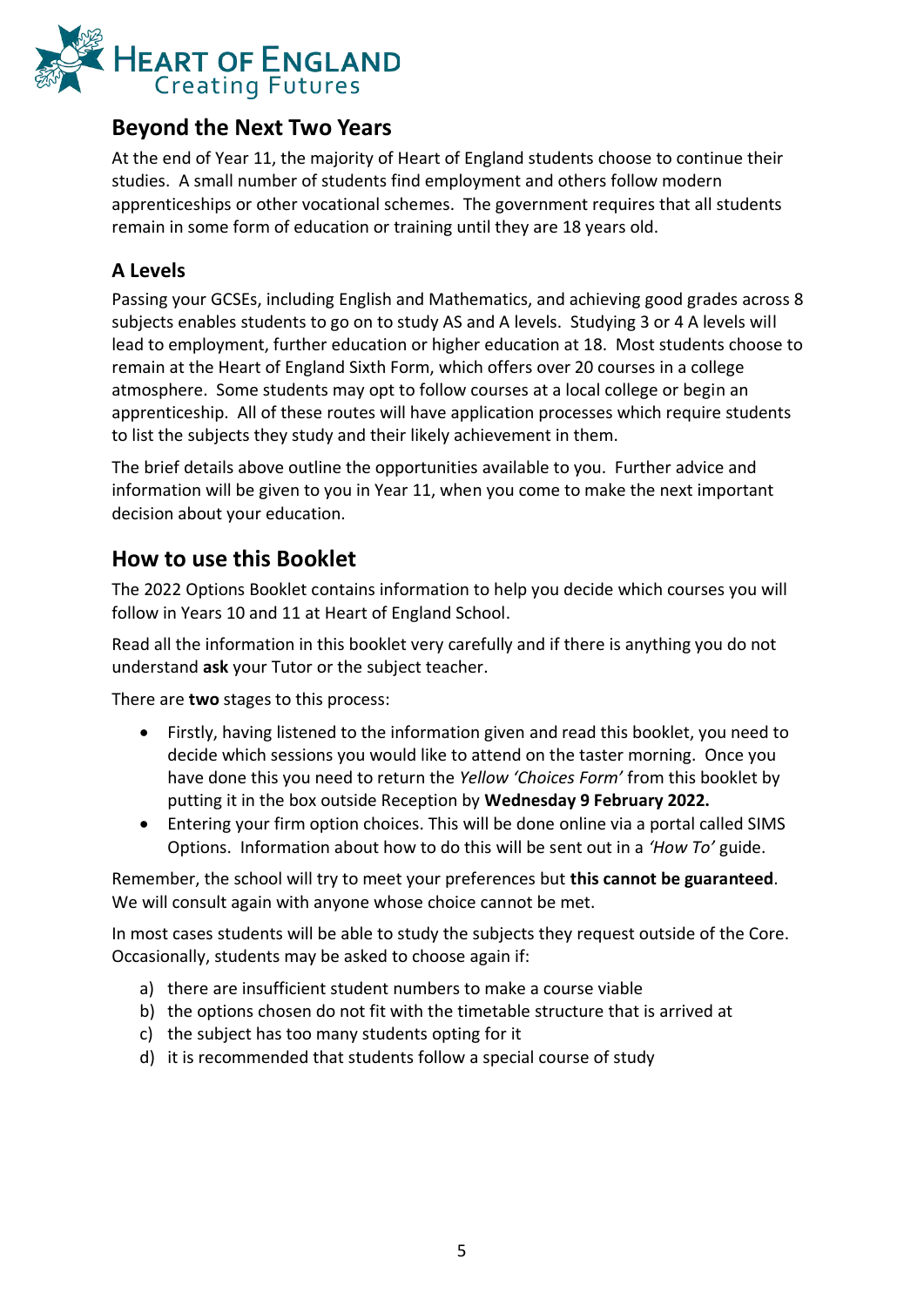## Beyond the Next Two Years

At the end of Year 11, the majority of Heart of England students choose to continue their studies. A small number of students find employment and others follow modern apprenticeships or other vocational schemes. The government requires that all students remain in some form of education or training until they are 18 years old.

### A Levels

Passing your GCSEs, including English and Mathematics, and achieving good grades across 8 subjects enables students to go on to study AS and A levels. Studying 3 or 4 A levels will lead to employment, further education or higher education at 18. Most students choose to remain at the Heart of England Sixth Form, which offers over 20 courses in a college atmosphere. Some students may opt to follow courses at a local college or begin an apprenticeship. All of these routes will have application processes which require students to list the subjects they study and their likely achievement in them.

The brief details above outline the opportunities available to you. Further advice and information will be given to you in Year 11, when you come to make the next important decision about your education.

## How to use this Booklet

The 2022 Options Booklet contains information to help you decide which courses you will follow in Years 10 and 11 at Heart of England School.

Read all the information in this booklet very carefully and if there is anything you do not understand **ask** your Tutor or the subject teacher.

There are **two** stages to this process:

- Firstly, having listened to the information given and read this booklet, you need to decide which sessions you would like to attend on the taster morning. Once you have done this you need to return the *Yellow 'Choices Form'* from this booklet by putting it in the box outside Reception by **Wednesday 9 February 2022.**
- Entering your firm option choices. This will be done online via a portal called SIMS Options. Information about how to do this will be sent out in a *'How To'* guide.

Remember, the school will try to meet your preferences but **this cannot be guaranteed**. We will consult again with anyone whose choice cannot be met.

In most cases students will be able to study the subjects they request outside of the Core. Occasionally, students may be asked to choose again if:

a) there are insufficient student numbers to make a course viable
b) the options chosen do not fit with the timetable structure that is arrived at
c) the subject has too many students opting for it
d) it is recommended that students follow a special course of study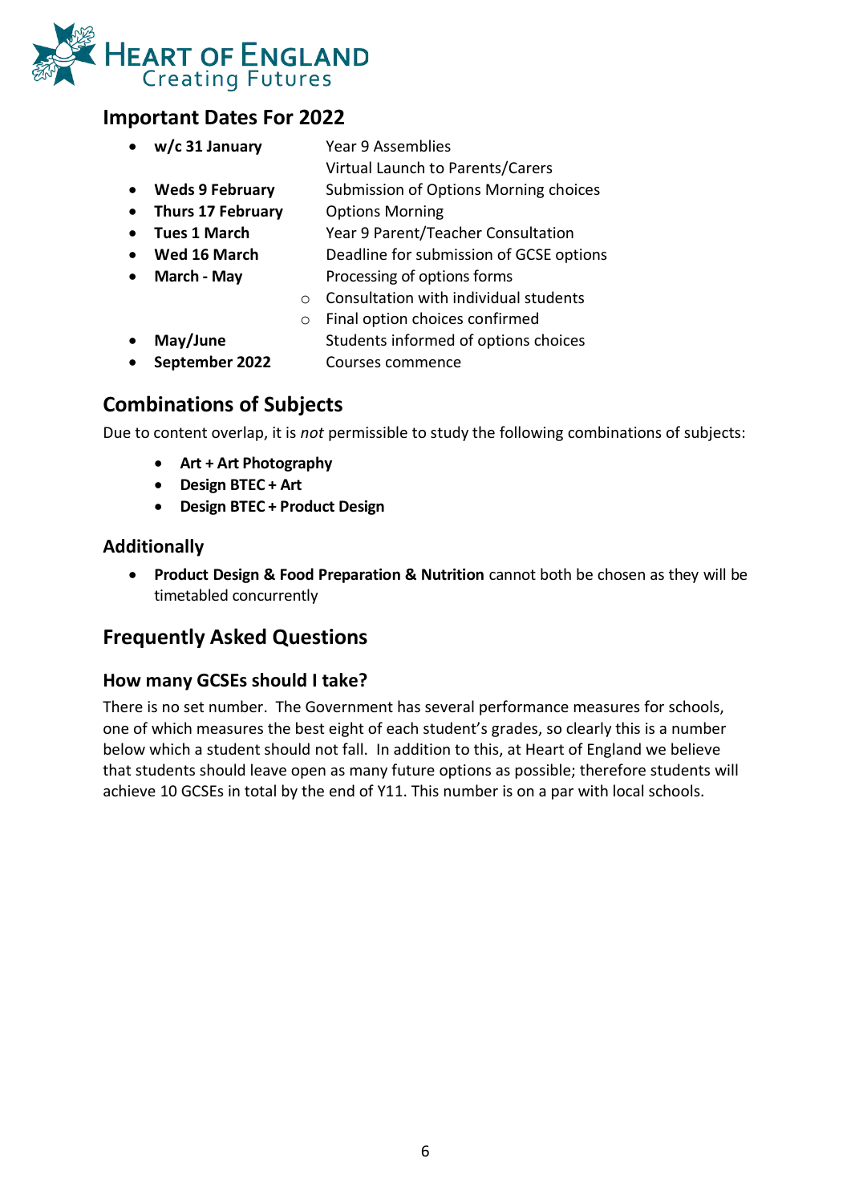## Important Dates For 2022

- **w/c 31 January** Year 9 Assemblies
  Virtual Launch to Parents/Carers
- **Weds 9 February** Submission of Options Morning choices
- **Thurs 17 February** Options Morning
- **Tues 1 March** Year 9 Parent/Teacher Consultation
- **Wed 16 March** Deadline for submission of GCSE options
- **March - May** Processing of options forms
  - Consultation with individual students
  - Final option choices confirmed
- **May/June** Students informed of options choices
- **September 2022** Courses commence

## Combinations of Subjects

Due to content overlap, it is *not* permissible to study the following combinations of subjects:

- **Art + Art Photography**
- **Design BTEC + Art**
- **Design BTEC + Product Design**

### Additionally

- **Product Design & Food Preparation & Nutrition** cannot both be chosen as they will be timetabled concurrently

## Frequently Asked Questions

### How many GCSEs should I take?

There is no set number. The Government has several performance measures for schools, one of which measures the best eight of each student's grades, so clearly this is a number below which a student should not fall. In addition to this, at Heart of England we believe that students should leave open as many future options as possible; therefore students will achieve 10 GCSEs in total by the end of Y11. This number is on a par with local schools.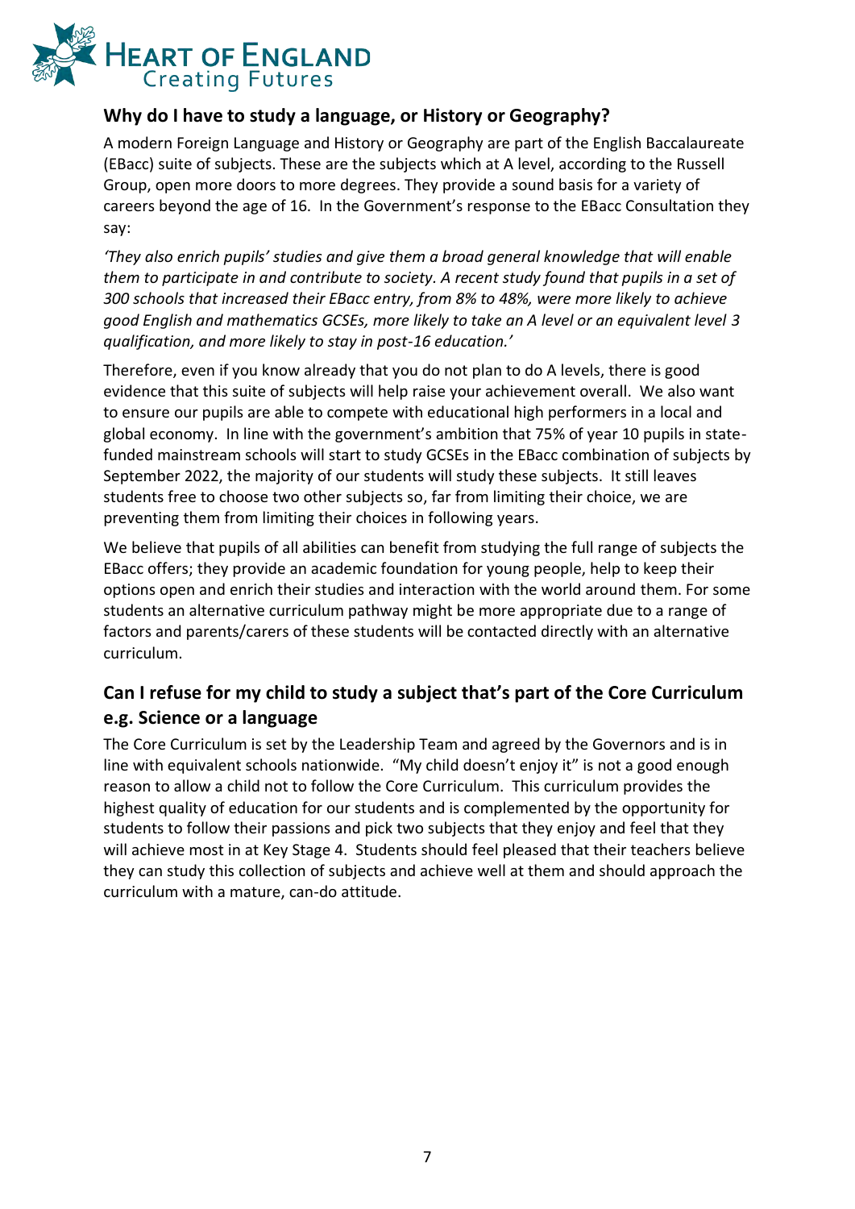## Why do I have to study a language, or History or Geography?

A modern Foreign Language and History or Geography are part of the English Baccalaureate (EBacc) suite of subjects. These are the subjects which at A level, according to the Russell Group, open more doors to more degrees. They provide a sound basis for a variety of careers beyond the age of 16. In the Government's response to the EBacc Consultation they say:

*'They also enrich pupils' studies and give them a broad general knowledge that will enable them to participate in and contribute to society. A recent study found that pupils in a set of 300 schools that increased their EBacc entry, from 8% to 48%, were more likely to achieve good English and mathematics GCSEs, more likely to take an A level or an equivalent level 3 qualification, and more likely to stay in post-16 education.'*

Therefore, even if you know already that you do not plan to do A levels, there is good evidence that this suite of subjects will help raise your achievement overall. We also want to ensure our pupils are able to compete with educational high performers in a local and global economy. In line with the government's ambition that 75% of year 10 pupils in state-funded mainstream schools will start to study GCSEs in the EBacc combination of subjects by September 2022, the majority of our students will study these subjects. It still leaves students free to choose two other subjects so, far from limiting their choice, we are preventing them from limiting their choices in following years.

We believe that pupils of all abilities can benefit from studying the full range of subjects the EBacc offers; they provide an academic foundation for young people, help to keep their options open and enrich their studies and interaction with the world around them. For some students an alternative curriculum pathway might be more appropriate due to a range of factors and parents/carers of these students will be contacted directly with an alternative curriculum.

## Can I refuse for my child to study a subject that's part of the Core Curriculum e.g. Science or a language

The Core Curriculum is set by the Leadership Team and agreed by the Governors and is in line with equivalent schools nationwide. "My child doesn't enjoy it" is not a good enough reason to allow a child not to follow the Core Curriculum. This curriculum provides the highest quality of education for our students and is complemented by the opportunity for students to follow their passions and pick two subjects that they enjoy and feel that they will achieve most in at Key Stage 4. Students should feel pleased that their teachers believe they can study this collection of subjects and achieve well at them and should approach the curriculum with a mature, can-do attitude.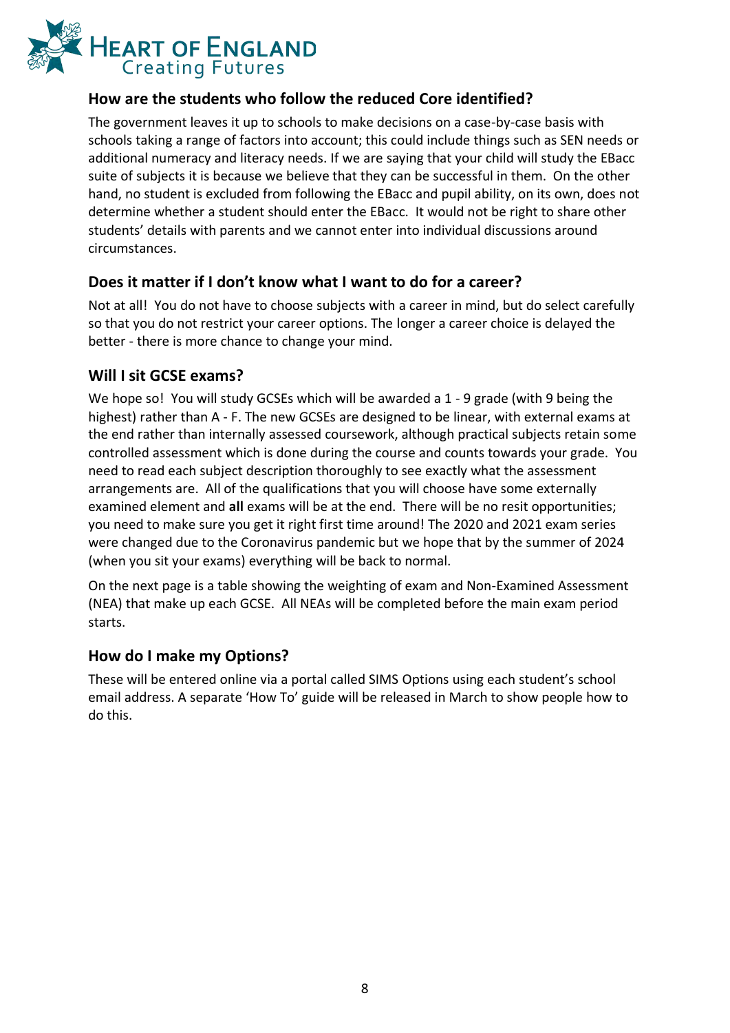## How are the students who follow the reduced Core identified?

The government leaves it up to schools to make decisions on a case-by-case basis with schools taking a range of factors into account; this could include things such as SEN needs or additional numeracy and literacy needs. If we are saying that your child will study the EBacc suite of subjects it is because we believe that they can be successful in them. On the other hand, no student is excluded from following the EBacc and pupil ability, on its own, does not determine whether a student should enter the EBacc. It would not be right to share other students' details with parents and we cannot enter into individual discussions around circumstances.

## Does it matter if I don't know what I want to do for a career?

Not at all! You do not have to choose subjects with a career in mind, but do select carefully so that you do not restrict your career options. The longer a career choice is delayed the better - there is more chance to change your mind.

## Will I sit GCSE exams?

We hope so! You will study GCSEs which will be awarded a 1 - 9 grade (with 9 being the highest) rather than A - F. The new GCSEs are designed to be linear, with external exams at the end rather than internally assessed coursework, although practical subjects retain some controlled assessment which is done during the course and counts towards your grade. You need to read each subject description thoroughly to see exactly what the assessment arrangements are. All of the qualifications that you will choose have some externally examined element and **all** exams will be at the end. There will be no resit opportunities; you need to make sure you get it right first time around! The 2020 and 2021 exam series were changed due to the Coronavirus pandemic but we hope that by the summer of 2024 (when you sit your exams) everything will be back to normal.

On the next page is a table showing the weighting of exam and Non-Examined Assessment (NEA) that make up each GCSE. All NEAs will be completed before the main exam period starts.

## How do I make my Options?

These will be entered online via a portal called SIMS Options using each student's school email address. A separate 'How To' guide will be released in March to show people how to do this.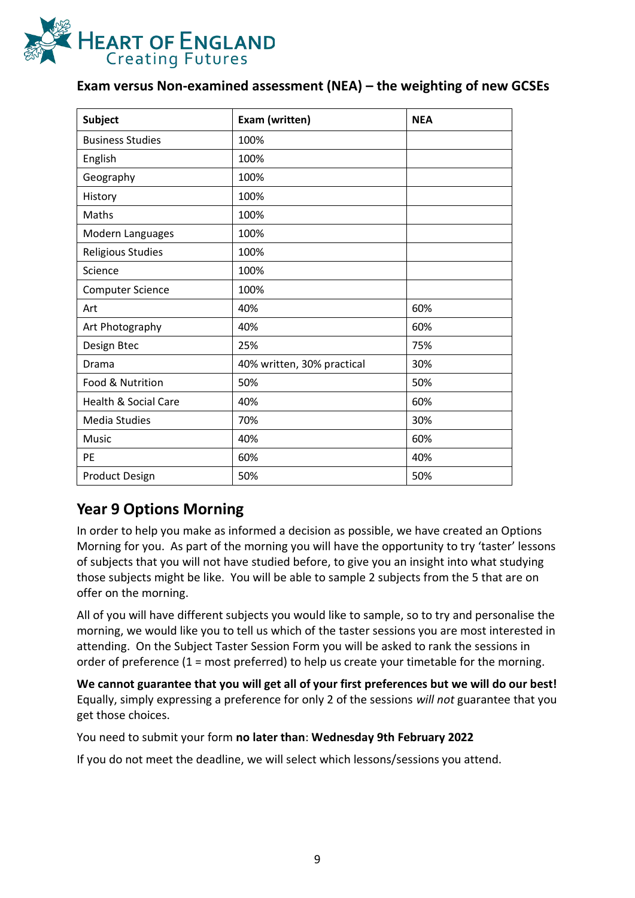## Exam versus Non-examined assessment (NEA) – the weighting of new GCSEs

| Subject | Exam (written) | NEA |
|---|---|---|
| Business Studies | 100% | |
| English | 100% | |
| Geography | 100% | |
| History | 100% | |
| Maths | 100% | |
| Modern Languages | 100% | |
| Religious Studies | 100% | |
| Science | 100% | |
| Computer Science | 100% | |
| Art | 40% | 60% |
| Art Photography | 40% | 60% |
| Design Btec | 25% | 75% |
| Drama | 40% written, 30% practical | 30% |
| Food & Nutrition | 50% | 50% |
| Health & Social Care | 40% | 60% |
| Media Studies | 70% | 30% |
| Music | 40% | 60% |
| PE | 60% | 40% |
| Product Design | 50% | 50% |

## Year 9 Options Morning

In order to help you make as informed a decision as possible, we have created an Options Morning for you. As part of the morning you will have the opportunity to try 'taster' lessons of subjects that you will not have studied before, to give you an insight into what studying those subjects might be like. You will be able to sample 2 subjects from the 5 that are on offer on the morning.

All of you will have different subjects you would like to sample, so to try and personalise the morning, we would like you to tell us which of the taster sessions you are most interested in attending. On the Subject Taster Session Form you will be asked to rank the sessions in order of preference (1 = most preferred) to help us create your timetable for the morning.

**We cannot guarantee that you will get all of your first preferences but we will do our best!** Equally, simply expressing a preference for only 2 of the sessions *will not* guarantee that you get those choices.

You need to submit your form **no later than**: **Wednesday 9th February 2022**

If you do not meet the deadline, we will select which lessons/sessions you attend.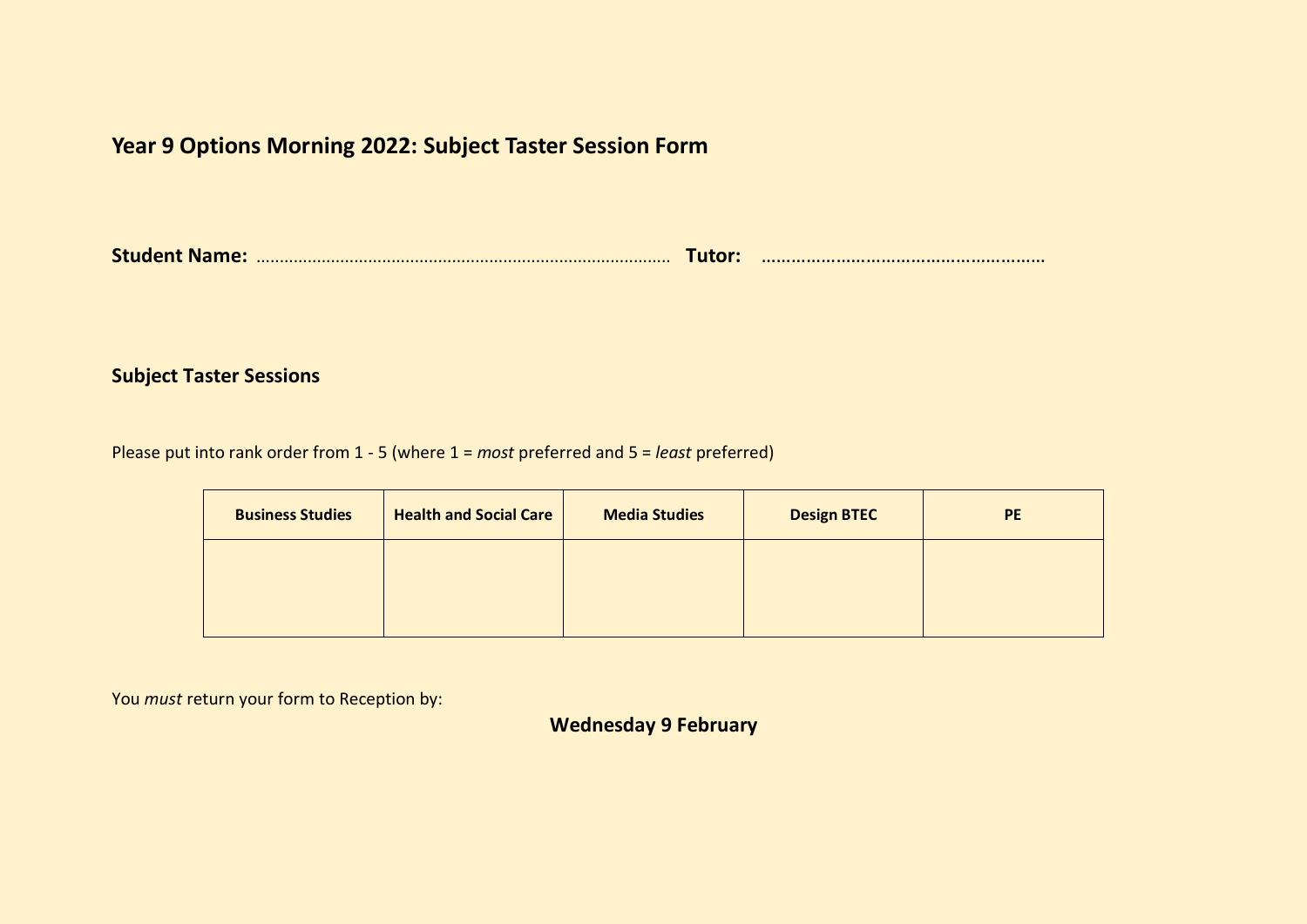## Year 9 Options Morning 2022: Subject Taster Session Form

**Student Name:** …………………………………………………………………………… **Tutor:** …………………………………………………

### Subject Taster Sessions

Please put into rank order from 1 - 5 (where 1 = *most* preferred and 5 = *least* preferred)

| Business Studies | Health and Social Care | Media Studies | Design BTEC | PE |
|---|---|---|---|---|
| | | | | |

You *must* return your form to Reception by:

**Wednesday 9 February**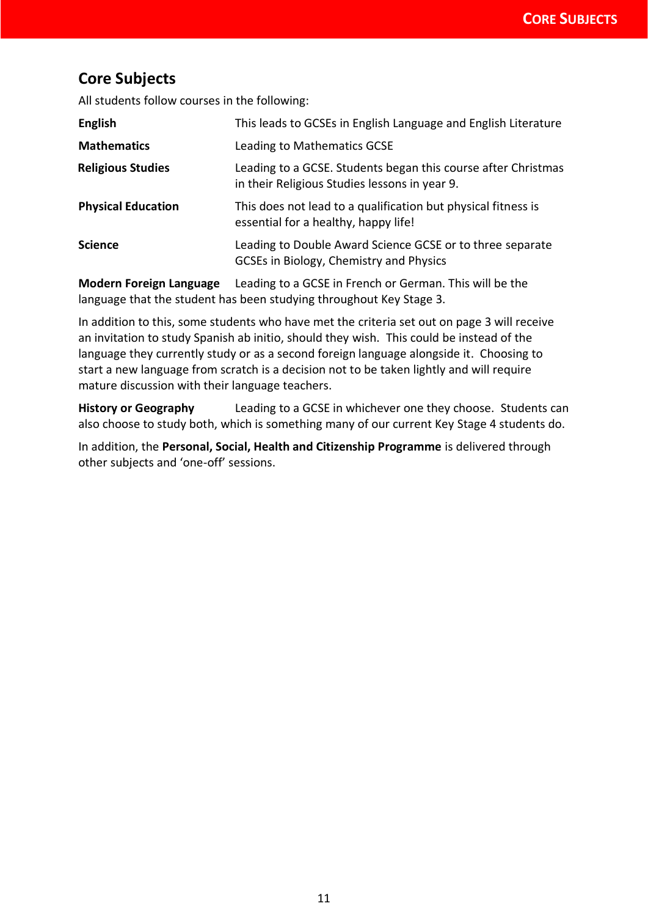## Core Subjects

All students follow courses in the following:

**English** This leads to GCSEs in English Language and English Literature

**Mathematics** Leading to Mathematics GCSE

**Religious Studies** Leading to a GCSE. Students began this course after Christmas in their Religious Studies lessons in year 9.

**Physical Education** This does not lead to a qualification but physical fitness is essential for a healthy, happy life!

**Science** Leading to Double Award Science GCSE or to three separate GCSEs in Biology, Chemistry and Physics

**Modern Foreign Language** Leading to a GCSE in French or German. This will be the language that the student has been studying throughout Key Stage 3.

In addition to this, some students who have met the criteria set out on page 3 will receive an invitation to study Spanish ab initio, should they wish. This could be instead of the language they currently study or as a second foreign language alongside it. Choosing to start a new language from scratch is a decision not to be taken lightly and will require mature discussion with their language teachers.

**History or Geography** Leading to a GCSE in whichever one they choose. Students can also choose to study both, which is something many of our current Key Stage 4 students do.

In addition, the **Personal, Social, Health and Citizenship Programme** is delivered through other subjects and 'one-off' sessions.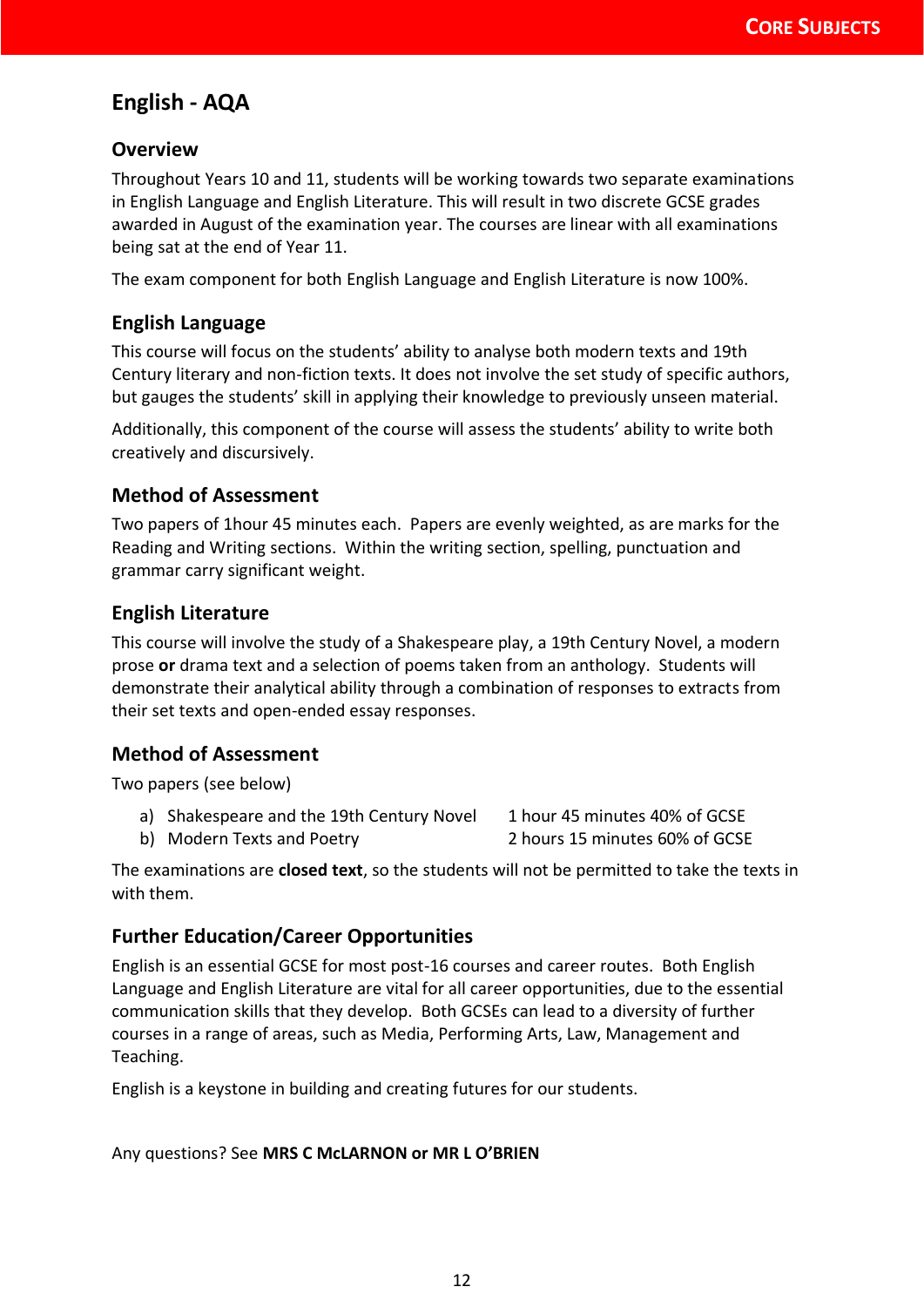# English - AQA

## Overview

Throughout Years 10 and 11, students will be working towards two separate examinations in English Language and English Literature. This will result in two discrete GCSE grades awarded in August of the examination year. The courses are linear with all examinations being sat at the end of Year 11.

The exam component for both English Language and English Literature is now 100%.

## English Language

This course will focus on the students' ability to analyse both modern texts and 19th Century literary and non-fiction texts. It does not involve the set study of specific authors, but gauges the students' skill in applying their knowledge to previously unseen material.

Additionally, this component of the course will assess the students' ability to write both creatively and discursively.

## Method of Assessment

Two papers of 1hour 45 minutes each. Papers are evenly weighted, as are marks for the Reading and Writing sections. Within the writing section, spelling, punctuation and grammar carry significant weight.

## English Literature

This course will involve the study of a Shakespeare play, a 19th Century Novel, a modern prose **or** drama text and a selection of poems taken from an anthology. Students will demonstrate their analytical ability through a combination of responses to extracts from their set texts and open-ended essay responses.

## Method of Assessment

Two papers (see below)

a) Shakespeare and the 19th Century Novel — 1 hour 45 minutes 40% of GCSE
b) Modern Texts and Poetry — 2 hours 15 minutes 60% of GCSE

The examinations are **closed text**, so the students will not be permitted to take the texts in with them.

## Further Education/Career Opportunities

English is an essential GCSE for most post-16 courses and career routes. Both English Language and English Literature are vital for all career opportunities, due to the essential communication skills that they develop. Both GCSEs can lead to a diversity of further courses in a range of areas, such as Media, Performing Arts, Law, Management and Teaching.

English is a keystone in building and creating futures for our students.

Any questions? See **MRS C McLARNON or MR L O'BRIEN**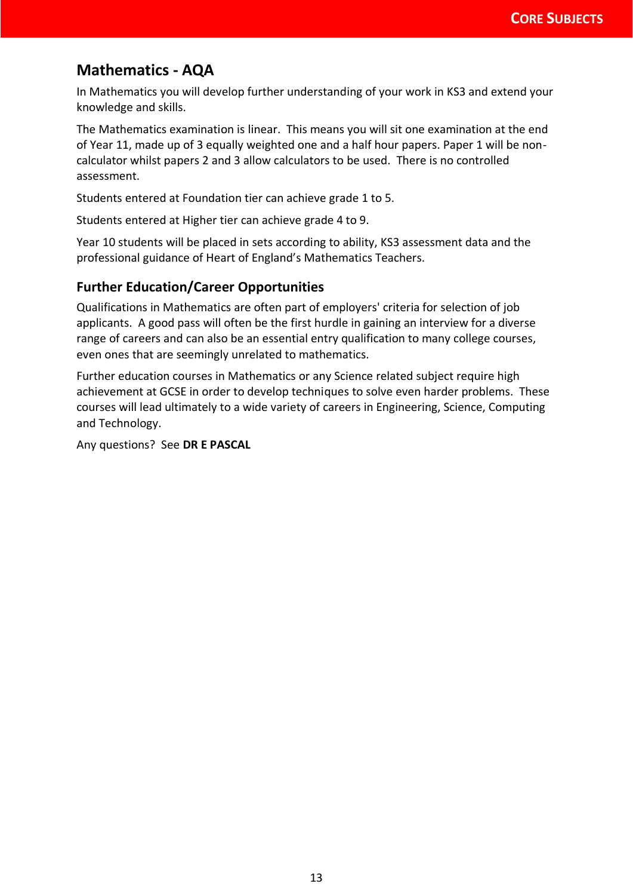## Mathematics - AQA

In Mathematics you will develop further understanding of your work in KS3 and extend your knowledge and skills.

The Mathematics examination is linear. This means you will sit one examination at the end of Year 11, made up of 3 equally weighted one and a half hour papers. Paper 1 will be non-calculator whilst papers 2 and 3 allow calculators to be used. There is no controlled assessment.

Students entered at Foundation tier can achieve grade 1 to 5.

Students entered at Higher tier can achieve grade 4 to 9.

Year 10 students will be placed in sets according to ability, KS3 assessment data and the professional guidance of Heart of England's Mathematics Teachers.

### Further Education/Career Opportunities

Qualifications in Mathematics are often part of employers' criteria for selection of job applicants. A good pass will often be the first hurdle in gaining an interview for a diverse range of careers and can also be an essential entry qualification to many college courses, even ones that are seemingly unrelated to mathematics.

Further education courses in Mathematics or any Science related subject require high achievement at GCSE in order to develop techniques to solve even harder problems. These courses will lead ultimately to a wide variety of careers in Engineering, Science, Computing and Technology.

Any questions? See **DR E PASCAL**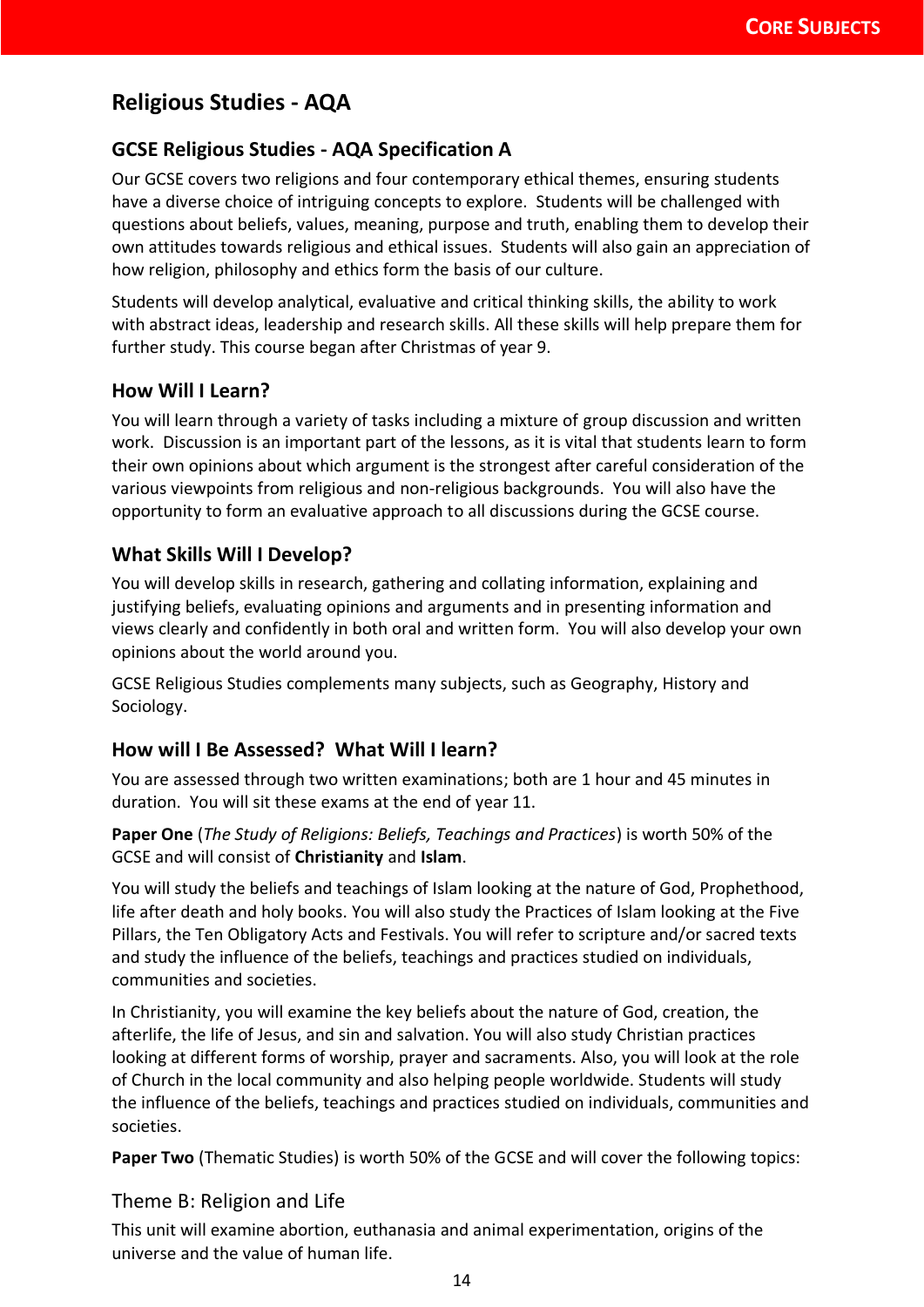# Religious Studies - AQA

## GCSE Religious Studies - AQA Specification A

Our GCSE covers two religions and four contemporary ethical themes, ensuring students have a diverse choice of intriguing concepts to explore. Students will be challenged with questions about beliefs, values, meaning, purpose and truth, enabling them to develop their own attitudes towards religious and ethical issues. Students will also gain an appreciation of how religion, philosophy and ethics form the basis of our culture.

Students will develop analytical, evaluative and critical thinking skills, the ability to work with abstract ideas, leadership and research skills. All these skills will help prepare them for further study. This course began after Christmas of year 9.

## How Will I Learn?

You will learn through a variety of tasks including a mixture of group discussion and written work. Discussion is an important part of the lessons, as it is vital that students learn to form their own opinions about which argument is the strongest after careful consideration of the various viewpoints from religious and non-religious backgrounds. You will also have the opportunity to form an evaluative approach to all discussions during the GCSE course.

## What Skills Will I Develop?

You will develop skills in research, gathering and collating information, explaining and justifying beliefs, evaluating opinions and arguments and in presenting information and views clearly and confidently in both oral and written form. You will also develop your own opinions about the world around you.

GCSE Religious Studies complements many subjects, such as Geography, History and Sociology.

## How will I Be Assessed? What Will I learn?

You are assessed through two written examinations; both are 1 hour and 45 minutes in duration. You will sit these exams at the end of year 11.

**Paper One** (*The Study of Religions: Beliefs, Teachings and Practices*) is worth 50% of the GCSE and will consist of **Christianity** and **Islam**.

You will study the beliefs and teachings of Islam looking at the nature of God, Prophethood, life after death and holy books. You will also study the Practices of Islam looking at the Five Pillars, the Ten Obligatory Acts and Festivals. You will refer to scripture and/or sacred texts and study the influence of the beliefs, teachings and practices studied on individuals, communities and societies.

In Christianity, you will examine the key beliefs about the nature of God, creation, the afterlife, the life of Jesus, and sin and salvation. You will also study Christian practices looking at different forms of worship, prayer and sacraments. Also, you will look at the role of Church in the local community and also helping people worldwide. Students will study the influence of the beliefs, teachings and practices studied on individuals, communities and societies.

**Paper Two** (Thematic Studies) is worth 50% of the GCSE and will cover the following topics:

### Theme B: Religion and Life

This unit will examine abortion, euthanasia and animal experimentation, origins of the universe and the value of human life.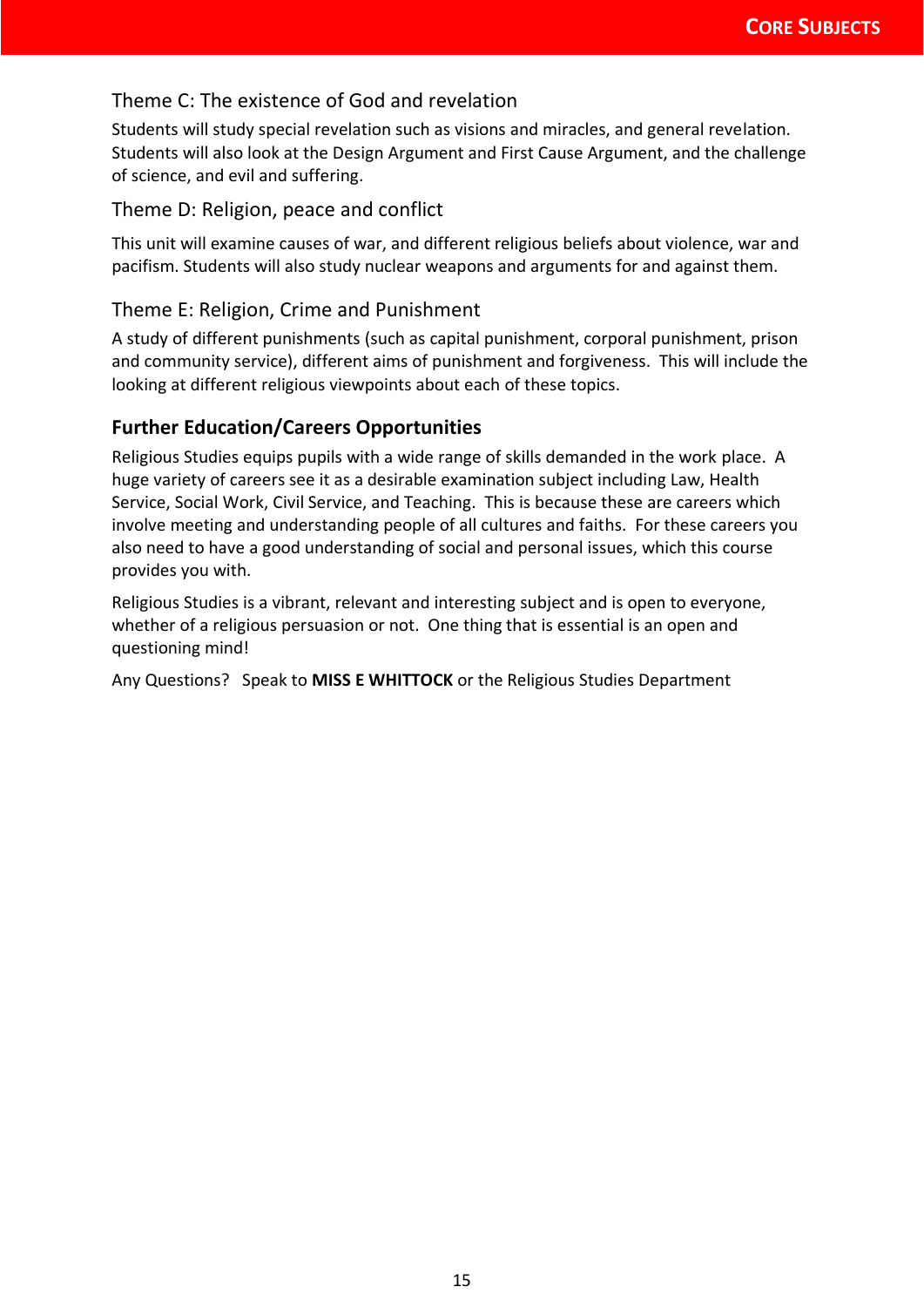### Theme C: The existence of God and revelation

Students will study special revelation such as visions and miracles, and general revelation. Students will also look at the Design Argument and First Cause Argument, and the challenge of science, and evil and suffering.

### Theme D: Religion, peace and conflict

This unit will examine causes of war, and different religious beliefs about violence, war and pacifism. Students will also study nuclear weapons and arguments for and against them.

### Theme E: Religion, Crime and Punishment

A study of different punishments (such as capital punishment, corporal punishment, prison and community service), different aims of punishment and forgiveness. This will include the looking at different religious viewpoints about each of these topics.

## Further Education/Careers Opportunities

Religious Studies equips pupils with a wide range of skills demanded in the work place. A huge variety of careers see it as a desirable examination subject including Law, Health Service, Social Work, Civil Service, and Teaching. This is because these are careers which involve meeting and understanding people of all cultures and faiths. For these careers you also need to have a good understanding of social and personal issues, which this course provides you with.

Religious Studies is a vibrant, relevant and interesting subject and is open to everyone, whether of a religious persuasion or not. One thing that is essential is an open and questioning mind!

Any Questions? Speak to **MISS E WHITTOCK** or the Religious Studies Department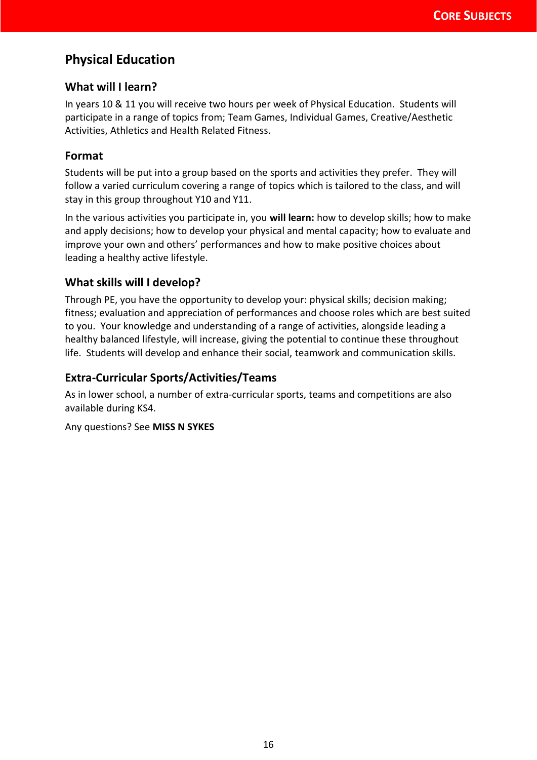## Physical Education

### What will I learn?

In years 10 & 11 you will receive two hours per week of Physical Education. Students will participate in a range of topics from; Team Games, Individual Games, Creative/Aesthetic Activities, Athletics and Health Related Fitness.

### Format

Students will be put into a group based on the sports and activities they prefer. They will follow a varied curriculum covering a range of topics which is tailored to the class, and will stay in this group throughout Y10 and Y11.

In the various activities you participate in, you **will learn:** how to develop skills; how to make and apply decisions; how to develop your physical and mental capacity; how to evaluate and improve your own and others' performances and how to make positive choices about leading a healthy active lifestyle.

### What skills will I develop?

Through PE, you have the opportunity to develop your: physical skills; decision making; fitness; evaluation and appreciation of performances and choose roles which are best suited to you. Your knowledge and understanding of a range of activities, alongside leading a healthy balanced lifestyle, will increase, giving the potential to continue these throughout life. Students will develop and enhance their social, teamwork and communication skills.

### Extra-Curricular Sports/Activities/Teams

As in lower school, a number of extra-curricular sports, teams and competitions are also available during KS4.

Any questions? See **MISS N SYKES**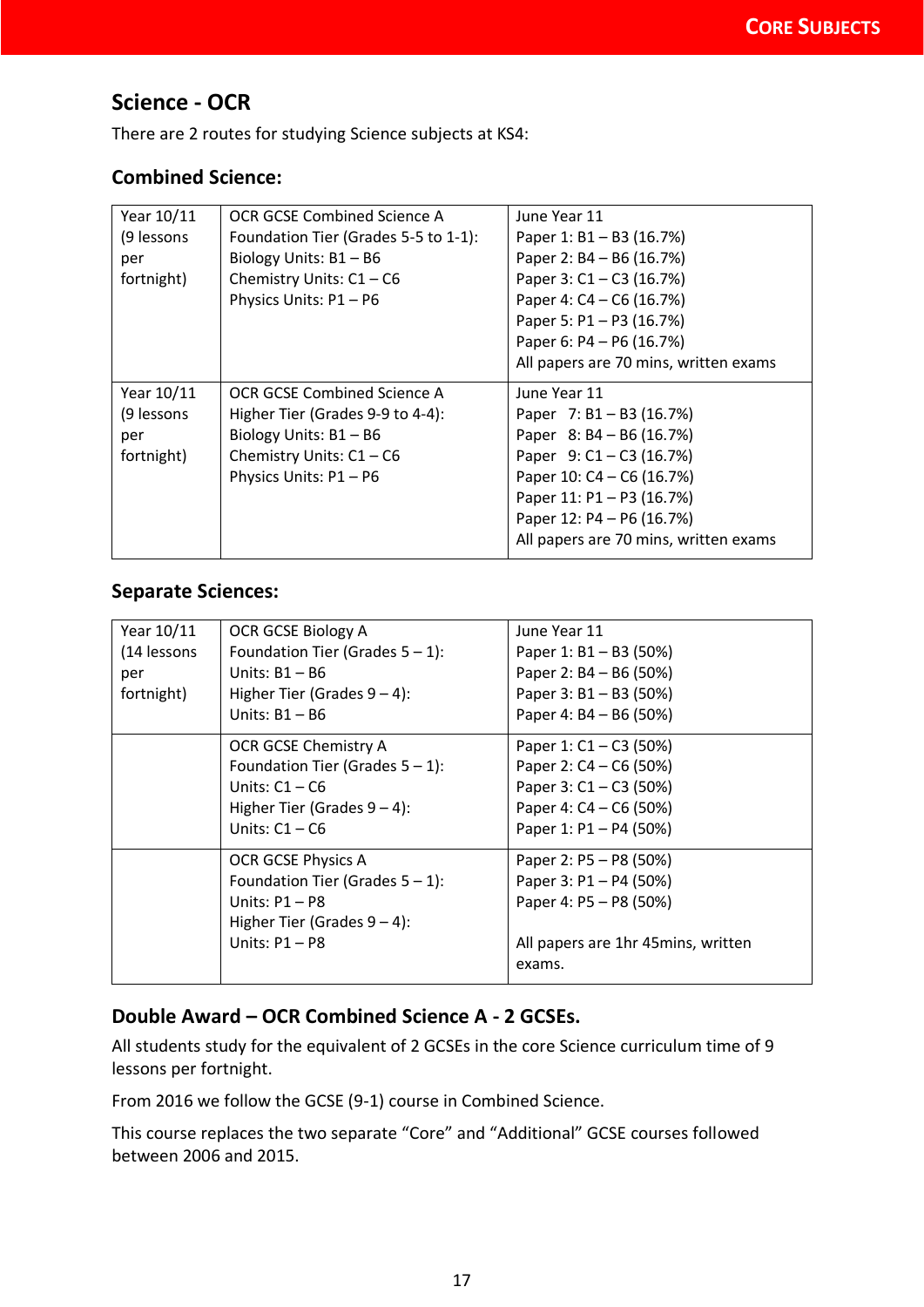## Science - OCR

There are 2 routes for studying Science subjects at KS4:

### Combined Science:

| Year 10/11 (9 lessons per fortnight) | OCR GCSE Combined Science A<br>Foundation Tier (Grades 5-5 to 1-1):<br>Biology Units: B1 – B6<br>Chemistry Units: C1 – C6<br>Physics Units: P1 – P6 | June Year 11<br>Paper 1: B1 – B3 (16.7%)<br>Paper 2: B4 – B6 (16.7%)<br>Paper 3: C1 – C3 (16.7%)<br>Paper 4: C4 – C6 (16.7%)<br>Paper 5: P1 – P3 (16.7%)<br>Paper 6: P4 – P6 (16.7%)<br>All papers are 70 mins, written exams |
|---|---|---|
| Year 10/11 (9 lessons per fortnight) | OCR GCSE Combined Science A<br>Higher Tier (Grades 9-9 to 4-4):<br>Biology Units: B1 – B6<br>Chemistry Units: C1 – C6<br>Physics Units: P1 – P6 | June Year 11<br>Paper 7: B1 – B3 (16.7%)<br>Paper 8: B4 – B6 (16.7%)<br>Paper 9: C1 – C3 (16.7%)<br>Paper 10: C4 – C6 (16.7%)<br>Paper 11: P1 – P3 (16.7%)<br>Paper 12: P4 – P6 (16.7%)<br>All papers are 70 mins, written exams |

### Separate Sciences:

| Year 10/11 (14 lessons per fortnight) | OCR GCSE Biology A<br>Foundation Tier (Grades 5 – 1):<br>Units: B1 – B6<br>Higher Tier (Grades 9 – 4):<br>Units: B1 – B6 | June Year 11<br>Paper 1: B1 – B3 (50%)<br>Paper 2: B4 – B6 (50%)<br>Paper 3: B1 – B3 (50%)<br>Paper 4: B4 – B6 (50%) |
|---|---|---|
| | OCR GCSE Chemistry A<br>Foundation Tier (Grades 5 – 1):<br>Units: C1 – C6<br>Higher Tier (Grades 9 – 4):<br>Units: C1 – C6 | Paper 1: C1 – C3 (50%)<br>Paper 2: C4 – C6 (50%)<br>Paper 3: C1 – C3 (50%)<br>Paper 4: C4 – C6 (50%)<br>Paper 1: P1 – P4 (50%) |
| | OCR GCSE Physics A<br>Foundation Tier (Grades 5 – 1):<br>Units: P1 – P8<br>Higher Tier (Grades 9 – 4):<br>Units: P1 – P8 | Paper 2: P5 – P8 (50%)<br>Paper 3: P1 – P4 (50%)<br>Paper 4: P5 – P8 (50%)<br><br>All papers are 1hr 45mins, written exams. |

### Double Award – OCR Combined Science A - 2 GCSEs.

All students study for the equivalent of 2 GCSEs in the core Science curriculum time of 9 lessons per fortnight.

From 2016 we follow the GCSE (9-1) course in Combined Science.

This course replaces the two separate "Core" and "Additional" GCSE courses followed between 2006 and 2015.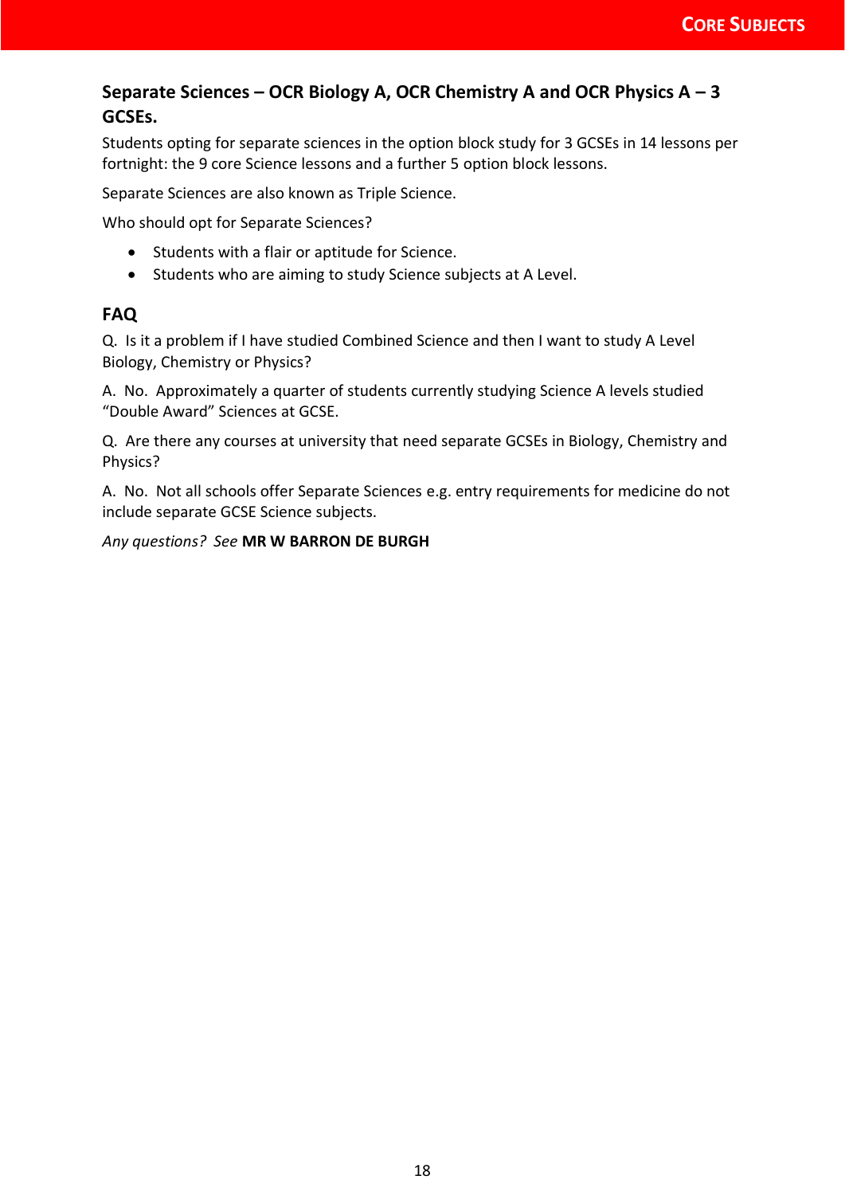## Separate Sciences – OCR Biology A, OCR Chemistry A and OCR Physics A – 3 GCSEs.

Students opting for separate sciences in the option block study for 3 GCSEs in 14 lessons per fortnight: the 9 core Science lessons and a further 5 option block lessons.

Separate Sciences are also known as Triple Science.

Who should opt for Separate Sciences?

- Students with a flair or aptitude for Science.
- Students who are aiming to study Science subjects at A Level.

### FAQ

Q. Is it a problem if I have studied Combined Science and then I want to study A Level Biology, Chemistry or Physics?

A. No. Approximately a quarter of students currently studying Science A levels studied "Double Award" Sciences at GCSE.

Q. Are there any courses at university that need separate GCSEs in Biology, Chemistry and Physics?

A. No. Not all schools offer Separate Sciences e.g. entry requirements for medicine do not include separate GCSE Science subjects.

*Any questions? See* **MR W BARRON DE BURGH**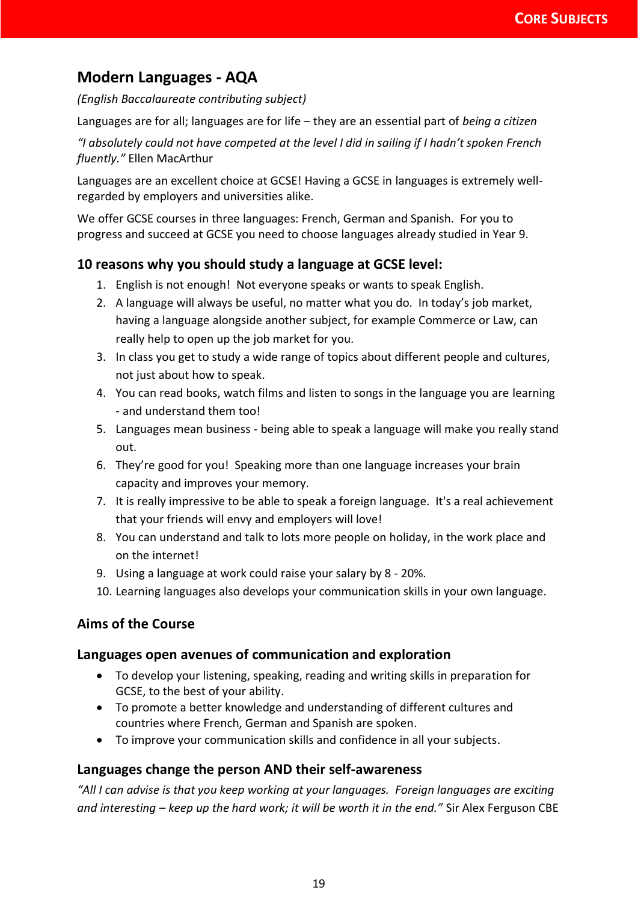## Modern Languages - AQA

*(English Baccalaureate contributing subject)*

Languages are for all; languages are for life – they are an essential part of *being a citizen*

*"I absolutely could not have competed at the level I did in sailing if I hadn't spoken French fluently."* Ellen MacArthur

Languages are an excellent choice at GCSE! Having a GCSE in languages is extremely well-regarded by employers and universities alike.

We offer GCSE courses in three languages: French, German and Spanish. For you to progress and succeed at GCSE you need to choose languages already studied in Year 9.

### 10 reasons why you should study a language at GCSE level:

1. English is not enough! Not everyone speaks or wants to speak English.
2. A language will always be useful, no matter what you do. In today's job market, having a language alongside another subject, for example Commerce or Law, can really help to open up the job market for you.
3. In class you get to study a wide range of topics about different people and cultures, not just about how to speak.
4. You can read books, watch films and listen to songs in the language you are learning - and understand them too!
5. Languages mean business - being able to speak a language will make you really stand out.
6. They're good for you! Speaking more than one language increases your brain capacity and improves your memory.
7. It is really impressive to be able to speak a foreign language. It's a real achievement that your friends will envy and employers will love!
8. You can understand and talk to lots more people on holiday, in the work place and on the internet!
9. Using a language at work could raise your salary by 8 - 20%.
10. Learning languages also develops your communication skills in your own language.

### Aims of the Course

### Languages open avenues of communication and exploration

- To develop your listening, speaking, reading and writing skills in preparation for GCSE, to the best of your ability.
- To promote a better knowledge and understanding of different cultures and countries where French, German and Spanish are spoken.
- To improve your communication skills and confidence in all your subjects.

### Languages change the person AND their self-awareness

*"All I can advise is that you keep working at your languages. Foreign languages are exciting and interesting – keep up the hard work; it will be worth it in the end."* Sir Alex Ferguson CBE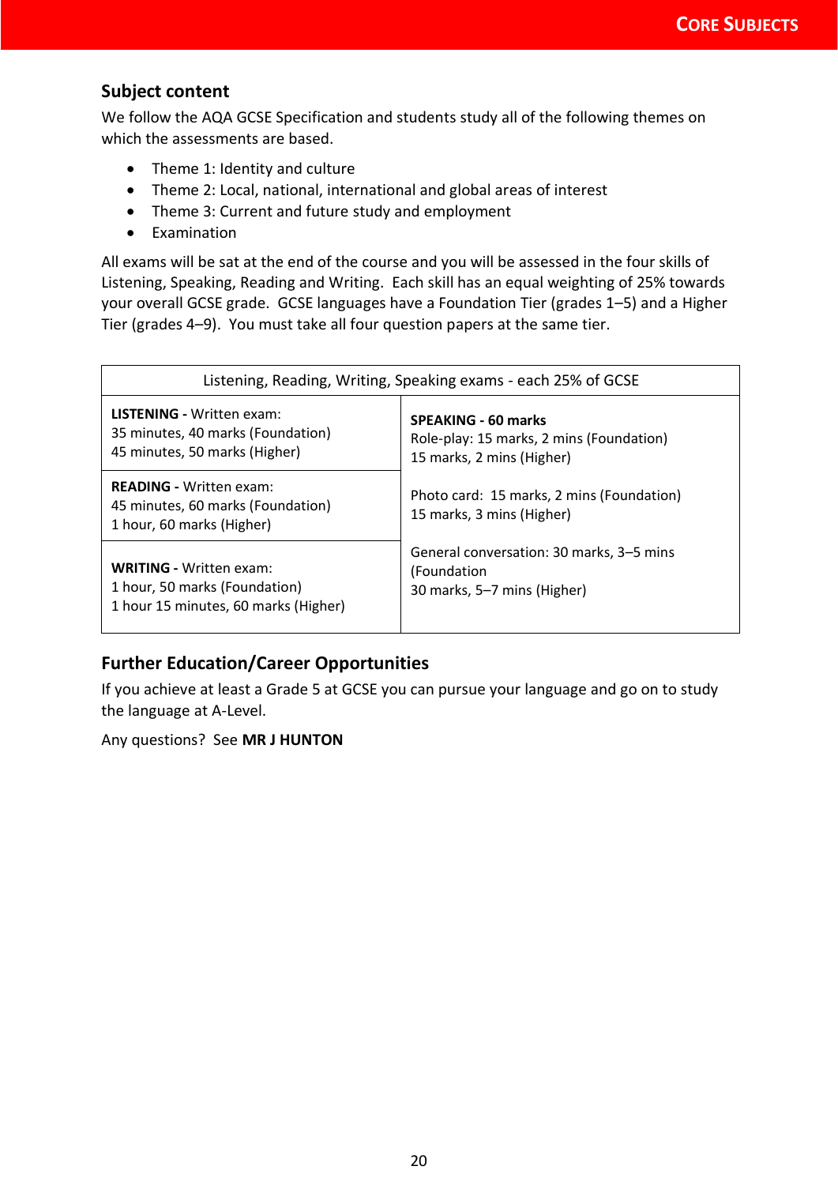## Subject content

We follow the AQA GCSE Specification and students study all of the following themes on which the assessments are based.

- Theme 1: Identity and culture
- Theme 2: Local, national, international and global areas of interest
- Theme 3: Current and future study and employment
- Examination

All exams will be sat at the end of the course and you will be assessed in the four skills of Listening, Speaking, Reading and Writing. Each skill has an equal weighting of 25% towards your overall GCSE grade. GCSE languages have a Foundation Tier (grades 1–5) and a Higher Tier (grades 4–9). You must take all four question papers at the same tier.

| Listening, Reading, Writing, Speaking exams - each 25% of GCSE | |
|---|---|
| **LISTENING -** Written exam:<br>35 minutes, 40 marks (Foundation)<br>45 minutes, 50 marks (Higher) | **SPEAKING - 60 marks**<br>Role-play: 15 marks, 2 mins (Foundation)<br>15 marks, 2 mins (Higher)<br><br>Photo card: 15 marks, 2 mins (Foundation)<br>15 marks, 3 mins (Higher)<br><br>General conversation: 30 marks, 3–5 mins (Foundation<br>30 marks, 5–7 mins (Higher) |
| **READING -** Written exam:<br>45 minutes, 60 marks (Foundation)<br>1 hour, 60 marks (Higher) | |
| **WRITING -** Written exam:<br>1 hour, 50 marks (Foundation)<br>1 hour 15 minutes, 60 marks (Higher) | |

## Further Education/Career Opportunities

If you achieve at least a Grade 5 at GCSE you can pursue your language and go on to study the language at A-Level.

Any questions? See **MR J HUNTON**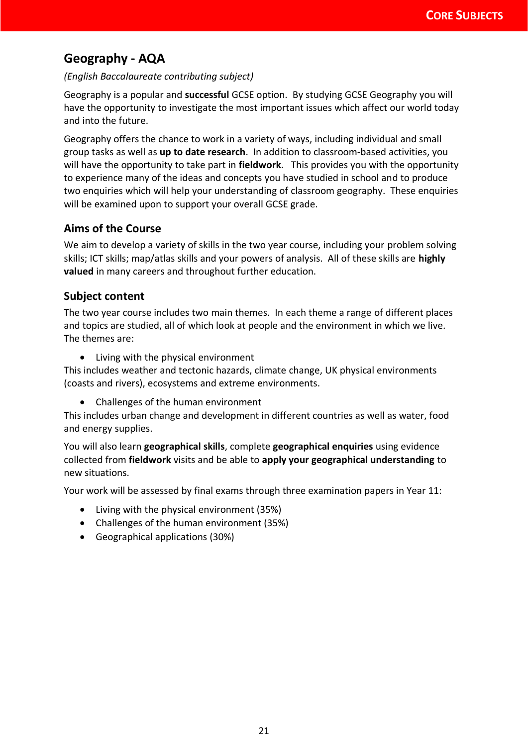## Geography - AQA

*(English Baccalaureate contributing subject)*

Geography is a popular and **successful** GCSE option. By studying GCSE Geography you will have the opportunity to investigate the most important issues which affect our world today and into the future.

Geography offers the chance to work in a variety of ways, including individual and small group tasks as well as **up to date research**. In addition to classroom-based activities, you will have the opportunity to take part in **fieldwork**. This provides you with the opportunity to experience many of the ideas and concepts you have studied in school and to produce two enquiries which will help your understanding of classroom geography. These enquiries will be examined upon to support your overall GCSE grade.

### Aims of the Course

We aim to develop a variety of skills in the two year course, including your problem solving skills; ICT skills; map/atlas skills and your powers of analysis. All of these skills are **highly valued** in many careers and throughout further education.

### Subject content

The two year course includes two main themes. In each theme a range of different places and topics are studied, all of which look at people and the environment in which we live. The themes are:

- Living with the physical environment

This includes weather and tectonic hazards, climate change, UK physical environments (coasts and rivers), ecosystems and extreme environments.

- Challenges of the human environment

This includes urban change and development in different countries as well as water, food and energy supplies.

You will also learn **geographical skills**, complete **geographical enquiries** using evidence collected from **fieldwork** visits and be able to **apply your geographical understanding** to new situations.

Your work will be assessed by final exams through three examination papers in Year 11:

- Living with the physical environment (35%)
- Challenges of the human environment (35%)
- Geographical applications (30%)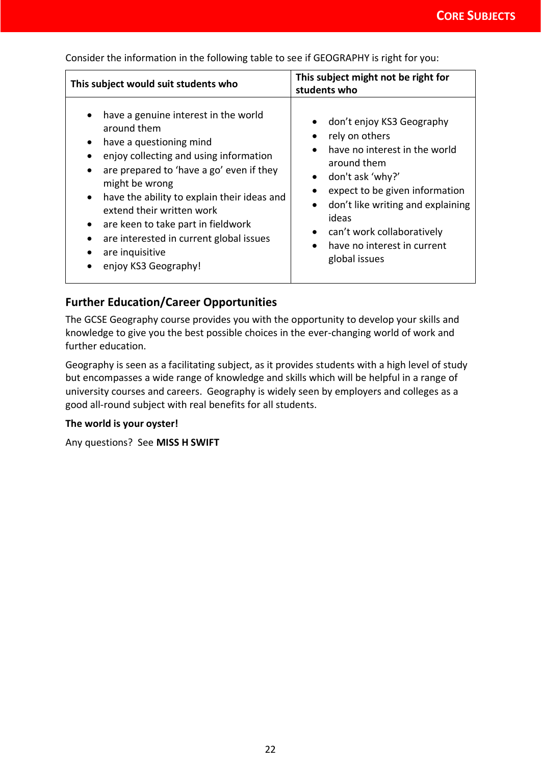Consider the information in the following table to see if GEOGRAPHY is right for you:

| This subject would suit students who | This subject might not be right for students who |
|---|---|
| • have a genuine interest in the world around them<br>• have a questioning mind<br>• enjoy collecting and using information<br>• are prepared to 'have a go' even if they might be wrong<br>• have the ability to explain their ideas and extend their written work<br>• are keen to take part in fieldwork<br>• are interested in current global issues<br>• are inquisitive<br>• enjoy KS3 Geography! | • don't enjoy KS3 Geography<br>• rely on others<br>• have no interest in the world around them<br>• don't ask 'why?'<br>• expect to be given information<br>• don't like writing and explaining ideas<br>• can't work collaboratively<br>• have no interest in current global issues |

## Further Education/Career Opportunities

The GCSE Geography course provides you with the opportunity to develop your skills and knowledge to give you the best possible choices in the ever-changing world of work and further education.

Geography is seen as a facilitating subject, as it provides students with a high level of study but encompasses a wide range of knowledge and skills which will be helpful in a range of university courses and careers. Geography is widely seen by employers and colleges as a good all-round subject with real benefits for all students.

**The world is your oyster!**

Any questions? See **MISS H SWIFT**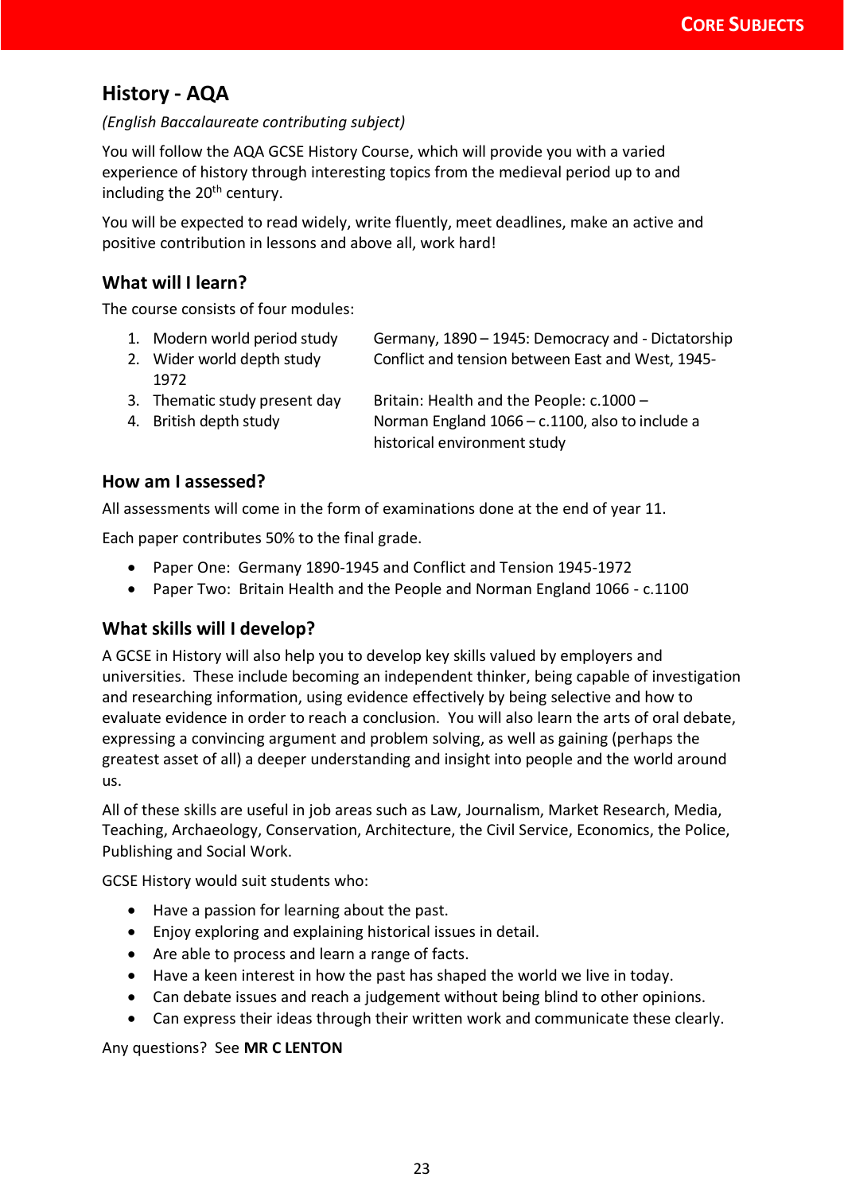# History - AQA

*(English Baccalaureate contributing subject)*

You will follow the AQA GCSE History Course, which will provide you with a varied experience of history through interesting topics from the medieval period up to and including the 20th century.

You will be expected to read widely, write fluently, meet deadlines, make an active and positive contribution in lessons and above all, work hard!

## What will I learn?

The course consists of four modules:

| | |
|---|---|
| 1. Modern world period study | Germany, 1890 – 1945: Democracy and - Dictatorship |
| 2. Wider world depth study | Conflict and tension between East and West, 1945-1972 |
| 3. Thematic study present day | Britain: Health and the People: c.1000 – |
| 4. British depth study | Norman England 1066 – c.1100, also to include a historical environment study |

## How am I assessed?

All assessments will come in the form of examinations done at the end of year 11.

Each paper contributes 50% to the final grade.

- Paper One: Germany 1890-1945 and Conflict and Tension 1945-1972
- Paper Two: Britain Health and the People and Norman England 1066 - c.1100

## What skills will I develop?

A GCSE in History will also help you to develop key skills valued by employers and universities. These include becoming an independent thinker, being capable of investigation and researching information, using evidence effectively by being selective and how to evaluate evidence in order to reach a conclusion. You will also learn the arts of oral debate, expressing a convincing argument and problem solving, as well as gaining (perhaps the greatest asset of all) a deeper understanding and insight into people and the world around us.

All of these skills are useful in job areas such as Law, Journalism, Market Research, Media, Teaching, Archaeology, Conservation, Architecture, the Civil Service, Economics, the Police, Publishing and Social Work.

GCSE History would suit students who:

- Have a passion for learning about the past.
- Enjoy exploring and explaining historical issues in detail.
- Are able to process and learn a range of facts.
- Have a keen interest in how the past has shaped the world we live in today.
- Can debate issues and reach a judgement without being blind to other opinions.
- Can express their ideas through their written work and communicate these clearly.

Any questions? See **MR C LENTON**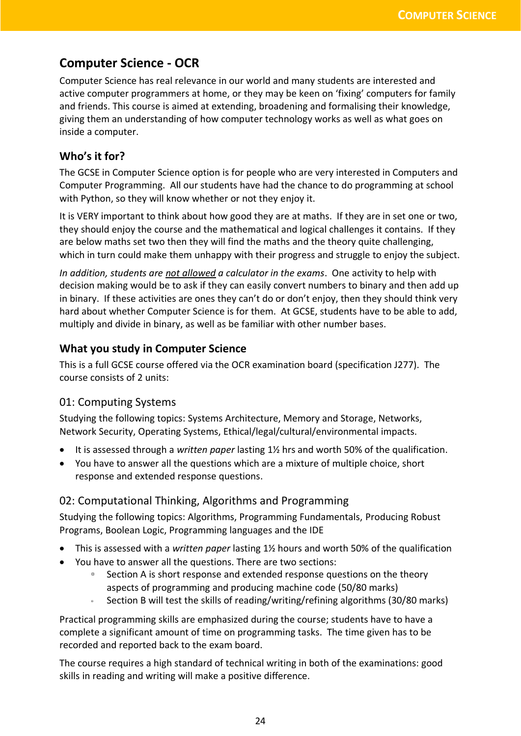# Computer Science - OCR

Computer Science has real relevance in our world and many students are interested and active computer programmers at home, or they may be keen on 'fixing' computers for family and friends. This course is aimed at extending, broadening and formalising their knowledge, giving them an understanding of how computer technology works as well as what goes on inside a computer.

## Who's it for?

The GCSE in Computer Science option is for people who are very interested in Computers and Computer Programming. All our students have had the chance to do programming at school with Python, so they will know whether or not they enjoy it.

It is VERY important to think about how good they are at maths. If they are in set one or two, they should enjoy the course and the mathematical and logical challenges it contains. If they are below maths set two then they will find the maths and the theory quite challenging, which in turn could make them unhappy with their progress and struggle to enjoy the subject.

*In addition, students are <u>not allowed</u> a calculator in the exams*. One activity to help with decision making would be to ask if they can easily convert numbers to binary and then add up in binary. If these activities are ones they can't do or don't enjoy, then they should think very hard about whether Computer Science is for them. At GCSE, students have to be able to add, multiply and divide in binary, as well as be familiar with other number bases.

## What you study in Computer Science

This is a full GCSE course offered via the OCR examination board (specification J277). The course consists of 2 units:

### 01: Computing Systems

Studying the following topics: Systems Architecture, Memory and Storage, Networks, Network Security, Operating Systems, Ethical/legal/cultural/environmental impacts.

- It is assessed through a *written paper* lasting 1½ hrs and worth 50% of the qualification.
- You have to answer all the questions which are a mixture of multiple choice, short response and extended response questions.

### 02: Computational Thinking, Algorithms and Programming

Studying the following topics: Algorithms, Programming Fundamentals, Producing Robust Programs, Boolean Logic, Programming languages and the IDE

- This is assessed with a *written paper* lasting 1½ hours and worth 50% of the qualification
- You have to answer all the questions. There are two sections:
  - Section A is short response and extended response questions on the theory aspects of programming and producing machine code (50/80 marks)
  - Section B will test the skills of reading/writing/refining algorithms (30/80 marks)

Practical programming skills are emphasized during the course; students have to have a complete a significant amount of time on programming tasks. The time given has to be recorded and reported back to the exam board.

The course requires a high standard of technical writing in both of the examinations: good skills in reading and writing will make a positive difference.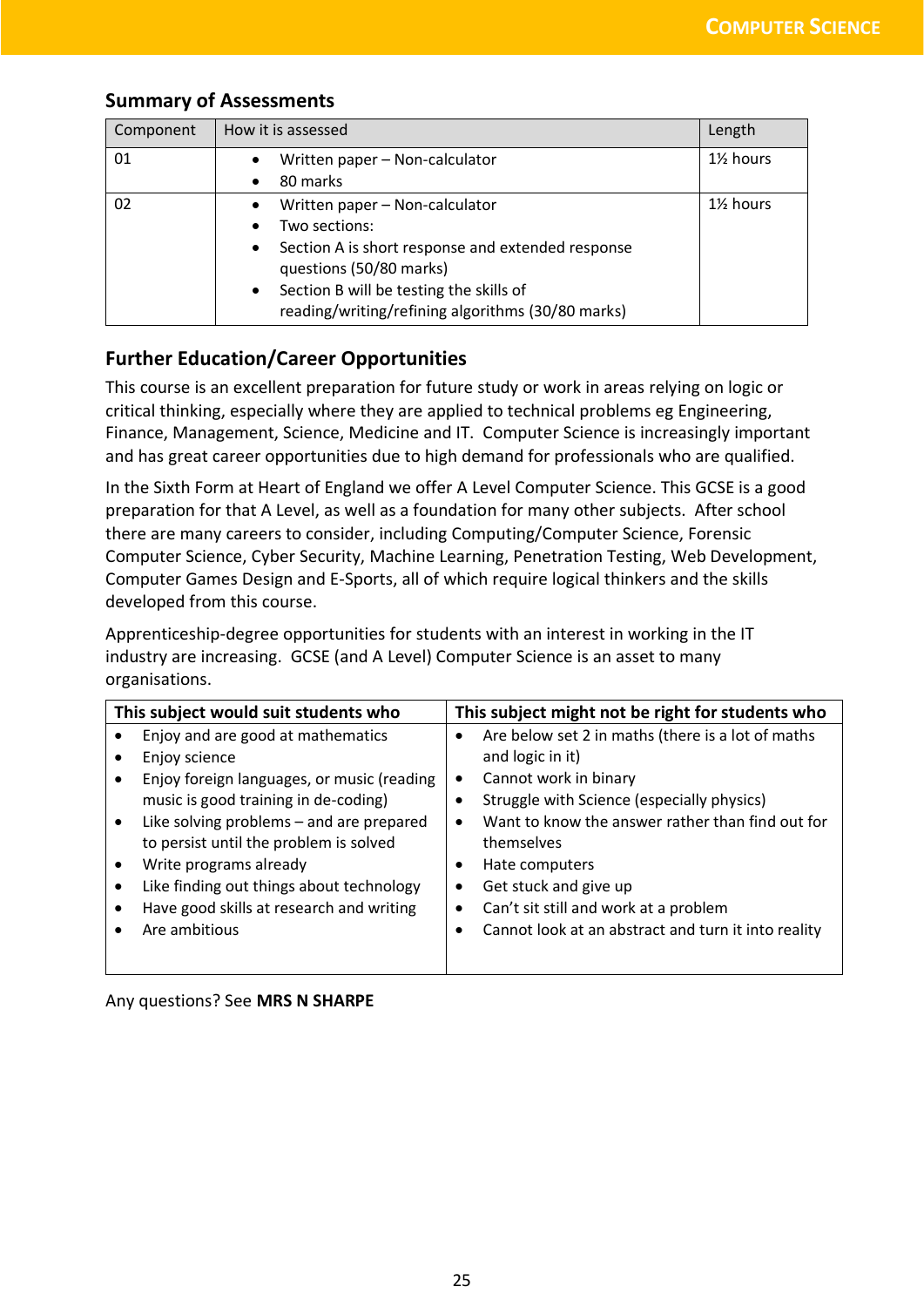## Summary of Assessments

| Component | How it is assessed | Length |
|---|---|---|
| 01 | • Written paper – Non-calculator<br>• 80 marks | 1½ hours |
| 02 | • Written paper – Non-calculator<br>• Two sections:<br>• Section A is short response and extended response questions (50/80 marks)<br>• Section B will be testing the skills of reading/writing/refining algorithms (30/80 marks) | 1½ hours |

## Further Education/Career Opportunities

This course is an excellent preparation for future study or work in areas relying on logic or critical thinking, especially where they are applied to technical problems eg Engineering, Finance, Management, Science, Medicine and IT. Computer Science is increasingly important and has great career opportunities due to high demand for professionals who are qualified.

In the Sixth Form at Heart of England we offer A Level Computer Science. This GCSE is a good preparation for that A Level, as well as a foundation for many other subjects. After school there are many careers to consider, including Computing/Computer Science, Forensic Computer Science, Cyber Security, Machine Learning, Penetration Testing, Web Development, Computer Games Design and E-Sports, all of which require logical thinkers and the skills developed from this course.

Apprenticeship-degree opportunities for students with an interest in working in the IT industry are increasing. GCSE (and A Level) Computer Science is an asset to many organisations.

| This subject would suit students who | This subject might not be right for students who |
|---|---|
| • Enjoy and are good at mathematics<br>• Enjoy science<br>• Enjoy foreign languages, or music (reading music is good training in de-coding)<br>• Like solving problems – and are prepared to persist until the problem is solved<br>• Write programs already<br>• Like finding out things about technology<br>• Have good skills at research and writing<br>• Are ambitious | • Are below set 2 in maths (there is a lot of maths and logic in it)<br>• Cannot work in binary<br>• Struggle with Science (especially physics)<br>• Want to know the answer rather than find out for themselves<br>• Hate computers<br>• Get stuck and give up<br>• Can't sit still and work at a problem<br>• Cannot look at an abstract and turn it into reality |

Any questions? See **MRS N SHARPE**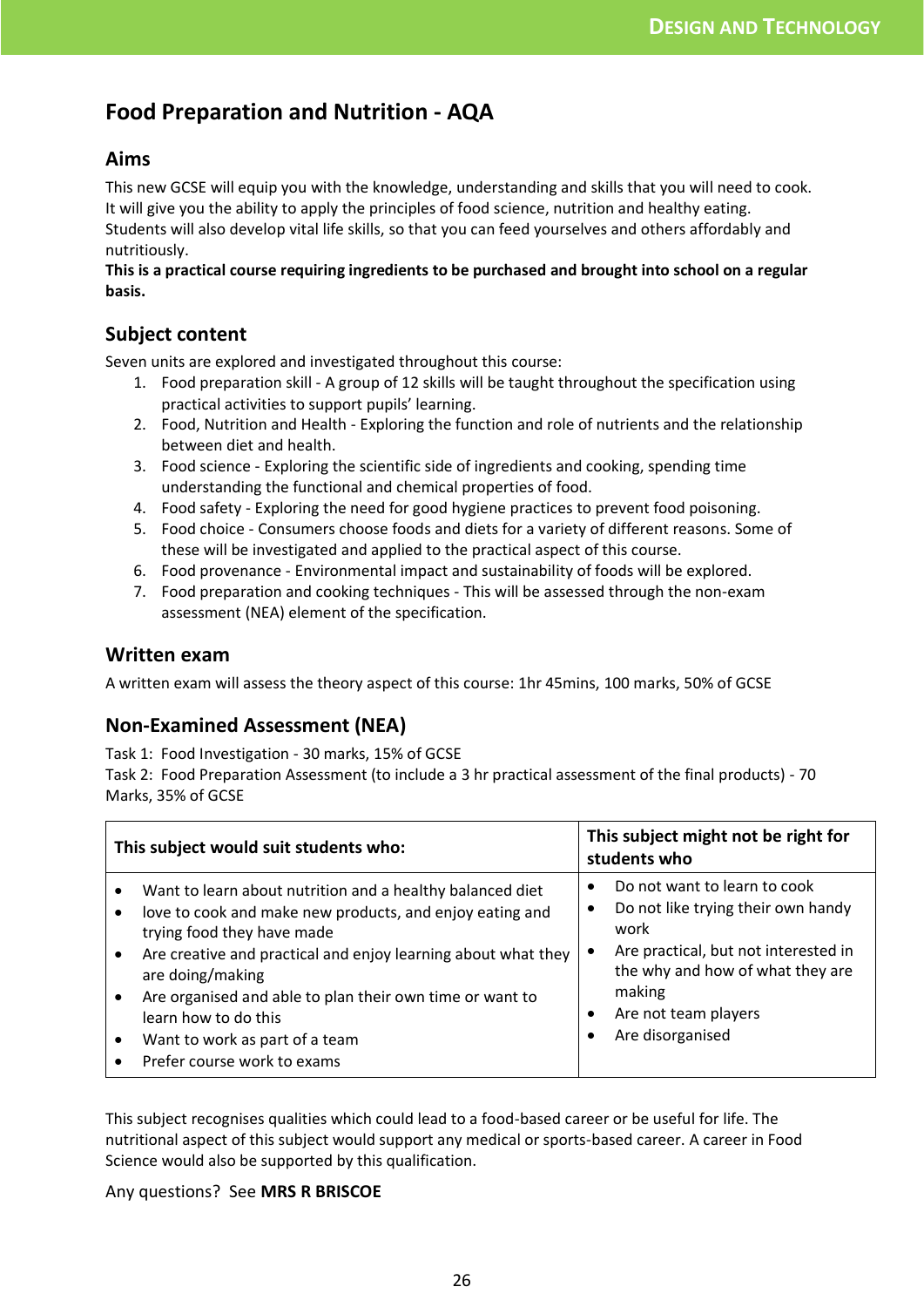# Food Preparation and Nutrition - AQA

## Aims

This new GCSE will equip you with the knowledge, understanding and skills that you will need to cook. It will give you the ability to apply the principles of food science, nutrition and healthy eating. Students will also develop vital life skills, so that you can feed yourselves and others affordably and nutritiously.

**This is a practical course requiring ingredients to be purchased and brought into school on a regular basis.**

## Subject content

Seven units are explored and investigated throughout this course:

1. Food preparation skill - A group of 12 skills will be taught throughout the specification using practical activities to support pupils' learning.
2. Food, Nutrition and Health - Exploring the function and role of nutrients and the relationship between diet and health.
3. Food science - Exploring the scientific side of ingredients and cooking, spending time understanding the functional and chemical properties of food.
4. Food safety - Exploring the need for good hygiene practices to prevent food poisoning.
5. Food choice - Consumers choose foods and diets for a variety of different reasons. Some of these will be investigated and applied to the practical aspect of this course.
6. Food provenance - Environmental impact and sustainability of foods will be explored.
7. Food preparation and cooking techniques - This will be assessed through the non-exam assessment (NEA) element of the specification.

## Written exam

A written exam will assess the theory aspect of this course: 1hr 45mins, 100 marks, 50% of GCSE

## Non-Examined Assessment (NEA)

Task 1: Food Investigation - 30 marks, 15% of GCSE
Task 2: Food Preparation Assessment (to include a 3 hr practical assessment of the final products) - 70 Marks, 35% of GCSE

| This subject would suit students who: | This subject might not be right for students who |
|---|---|
| • Want to learn about nutrition and a healthy balanced diet<br>• love to cook and make new products, and enjoy eating and trying food they have made<br>• Are creative and practical and enjoy learning about what they are doing/making<br>• Are organised and able to plan their own time or want to learn how to do this<br>• Want to work as part of a team<br>• Prefer course work to exams | • Do not want to learn to cook<br>• Do not like trying their own handy work<br>• Are practical, but not interested in the why and how of what they are making<br>• Are not team players<br>• Are disorganised |

This subject recognises qualities which could lead to a food-based career or be useful for life. The nutritional aspect of this subject would support any medical or sports-based career. A career in Food Science would also be supported by this qualification.

Any questions? See **MRS R BRISCOE**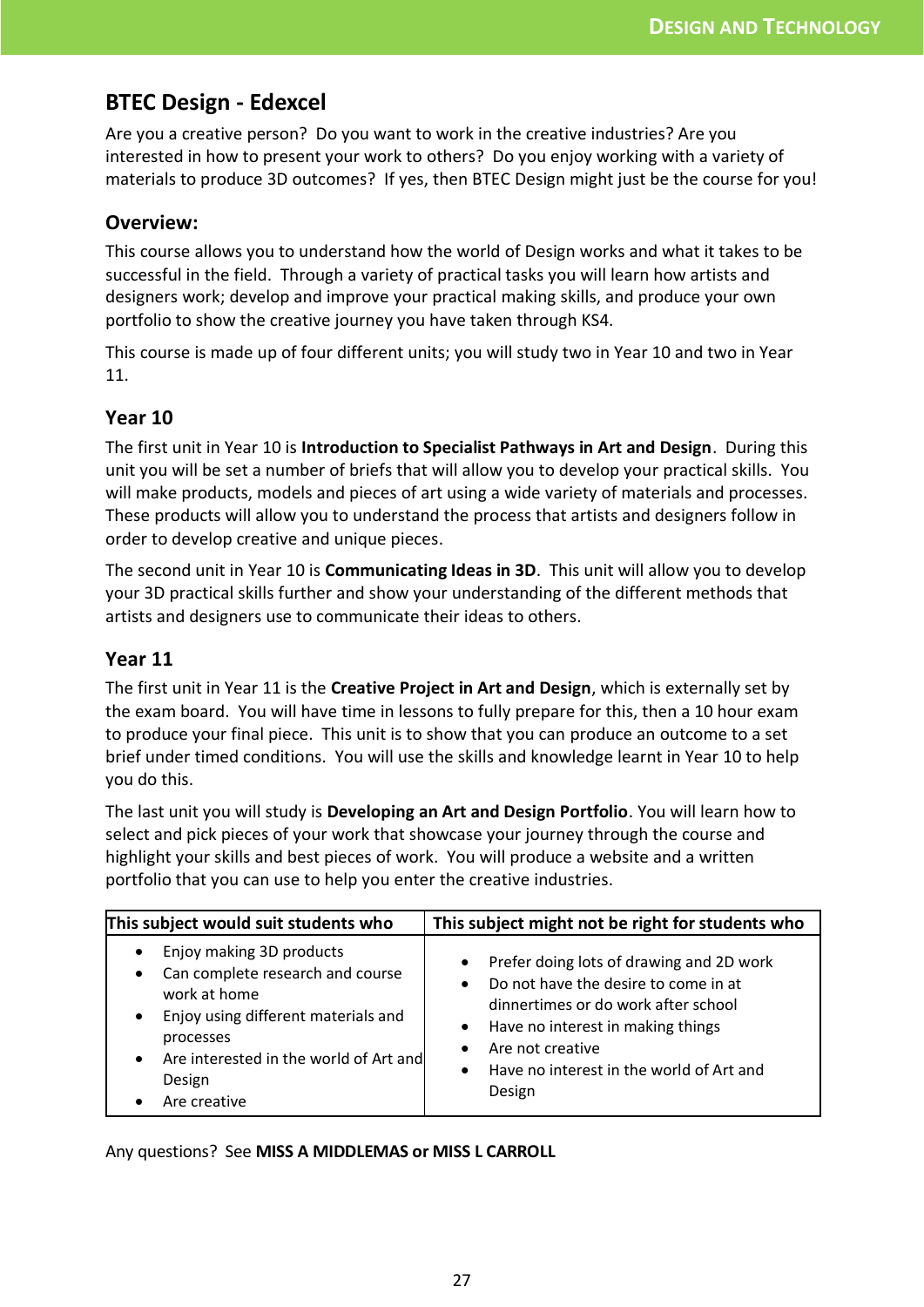## BTEC Design - Edexcel

Are you a creative person? Do you want to work in the creative industries? Are you interested in how to present your work to others? Do you enjoy working with a variety of materials to produce 3D outcomes? If yes, then BTEC Design might just be the course for you!

### Overview:

This course allows you to understand how the world of Design works and what it takes to be successful in the field. Through a variety of practical tasks you will learn how artists and designers work; develop and improve your practical making skills, and produce your own portfolio to show the creative journey you have taken through KS4.

This course is made up of four different units; you will study two in Year 10 and two in Year 11.

### Year 10

The first unit in Year 10 is **Introduction to Specialist Pathways in Art and Design**. During this unit you will be set a number of briefs that will allow you to develop your practical skills. You will make products, models and pieces of art using a wide variety of materials and processes. These products will allow you to understand the process that artists and designers follow in order to develop creative and unique pieces.

The second unit in Year 10 is **Communicating Ideas in 3D**. This unit will allow you to develop your 3D practical skills further and show your understanding of the different methods that artists and designers use to communicate their ideas to others.

### Year 11

The first unit in Year 11 is the **Creative Project in Art and Design**, which is externally set by the exam board. You will have time in lessons to fully prepare for this, then a 10 hour exam to produce your final piece. This unit is to show that you can produce an outcome to a set brief under timed conditions. You will use the skills and knowledge learnt in Year 10 to help you do this.

The last unit you will study is **Developing an Art and Design Portfolio**. You will learn how to select and pick pieces of your work that showcase your journey through the course and highlight your skills and best pieces of work. You will produce a website and a written portfolio that you can use to help you enter the creative industries.

| This subject would suit students who | This subject might not be right for students who |
|---|---|
| • Enjoy making 3D products<br>• Can complete research and course work at home<br>• Enjoy using different materials and processes<br>• Are interested in the world of Art and Design<br>• Are creative | • Prefer doing lots of drawing and 2D work<br>• Do not have the desire to come in at dinnertimes or do work after school<br>• Have no interest in making things<br>• Are not creative<br>• Have no interest in the world of Art and Design |

Any questions? See **MISS A MIDDLEMAS or MISS L CARROLL**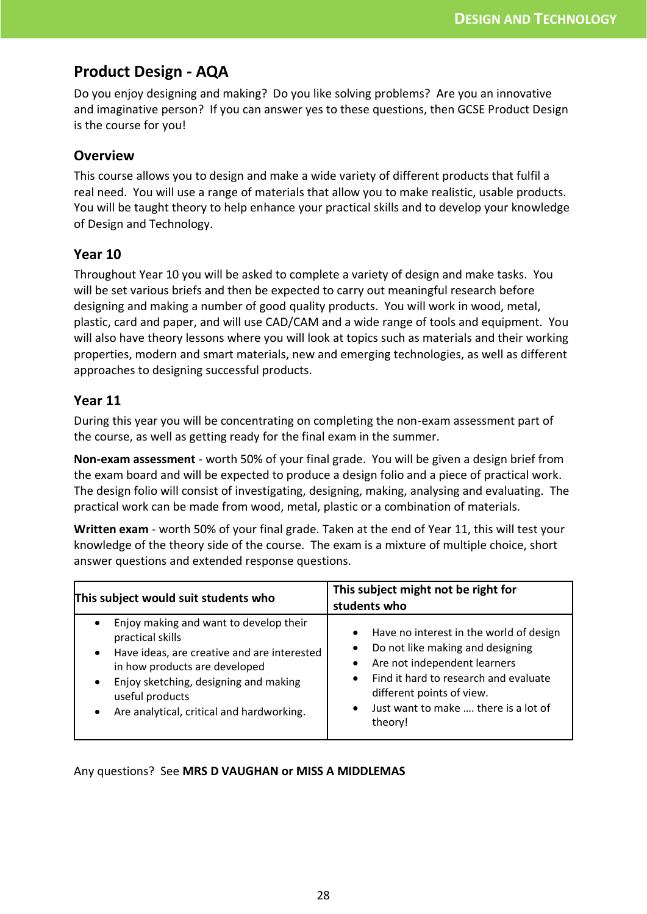## Product Design - AQA

Do you enjoy designing and making? Do you like solving problems? Are you an innovative and imaginative person? If you can answer yes to these questions, then GCSE Product Design is the course for you!

### Overview

This course allows you to design and make a wide variety of different products that fulfil a real need. You will use a range of materials that allow you to make realistic, usable products. You will be taught theory to help enhance your practical skills and to develop your knowledge of Design and Technology.

### Year 10

Throughout Year 10 you will be asked to complete a variety of design and make tasks. You will be set various briefs and then be expected to carry out meaningful research before designing and making a number of good quality products. You will work in wood, metal, plastic, card and paper, and will use CAD/CAM and a wide range of tools and equipment. You will also have theory lessons where you will look at topics such as materials and their working properties, modern and smart materials, new and emerging technologies, as well as different approaches to designing successful products.

### Year 11

During this year you will be concentrating on completing the non-exam assessment part of the course, as well as getting ready for the final exam in the summer.

**Non-exam assessment** - worth 50% of your final grade. You will be given a design brief from the exam board and will be expected to produce a design folio and a piece of practical work. The design folio will consist of investigating, designing, making, analysing and evaluating. The practical work can be made from wood, metal, plastic or a combination of materials.

**Written exam** - worth 50% of your final grade. Taken at the end of Year 11, this will test your knowledge of the theory side of the course. The exam is a mixture of multiple choice, short answer questions and extended response questions.

| This subject would suit students who | This subject might not be right for students who |
|---|---|
| • Enjoy making and want to develop their practical skills<br>• Have ideas, are creative and are interested in how products are developed<br>• Enjoy sketching, designing and making useful products<br>• Are analytical, critical and hardworking. | • Have no interest in the world of design<br>• Do not like making and designing<br>• Are not independent learners<br>• Find it hard to research and evaluate different points of view.<br>• Just want to make …. there is a lot of theory! |

Any questions? See **MRS D VAUGHAN or MISS A MIDDLEMAS**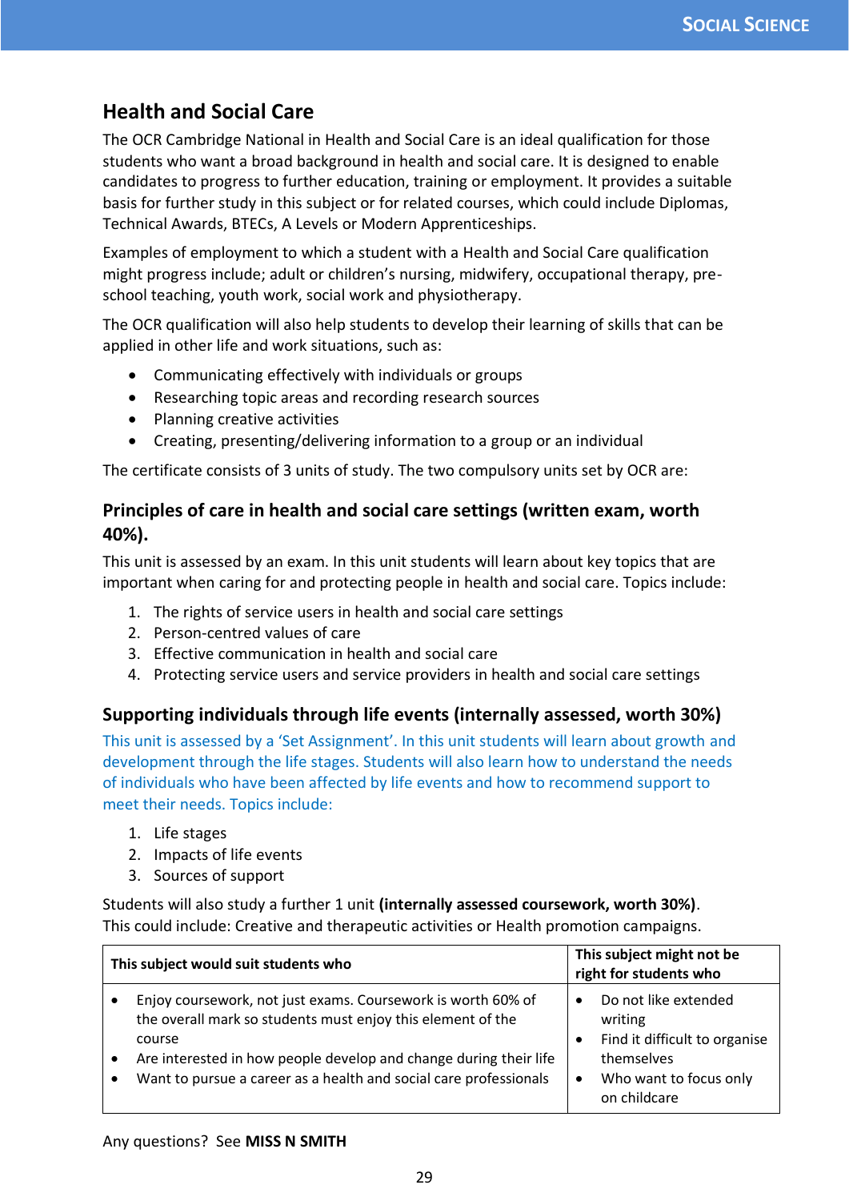## Health and Social Care

The OCR Cambridge National in Health and Social Care is an ideal qualification for those students who want a broad background in health and social care. It is designed to enable candidates to progress to further education, training or employment. It provides a suitable basis for further study in this subject or for related courses, which could include Diplomas, Technical Awards, BTECs, A Levels or Modern Apprenticeships.

Examples of employment to which a student with a Health and Social Care qualification might progress include; adult or children's nursing, midwifery, occupational therapy, pre-school teaching, youth work, social work and physiotherapy.

The OCR qualification will also help students to develop their learning of skills that can be applied in other life and work situations, such as:

- Communicating effectively with individuals or groups
- Researching topic areas and recording research sources
- Planning creative activities
- Creating, presenting/delivering information to a group or an individual

The certificate consists of 3 units of study. The two compulsory units set by OCR are:

### Principles of care in health and social care settings (written exam, worth 40%).

This unit is assessed by an exam. In this unit students will learn about key topics that are important when caring for and protecting people in health and social care. Topics include:

1. The rights of service users in health and social care settings
2. Person-centred values of care
3. Effective communication in health and social care
4. Protecting service users and service providers in health and social care settings

### Supporting individuals through life events (internally assessed, worth 30%)

This unit is assessed by a 'Set Assignment'. In this unit students will learn about growth and development through the life stages. Students will also learn how to understand the needs of individuals who have been affected by life events and how to recommend support to meet their needs. Topics include:

1. Life stages
2. Impacts of life events
3. Sources of support

Students will also study a further 1 unit **(internally assessed coursework, worth 30%)**. This could include: Creative and therapeutic activities or Health promotion campaigns.

| This subject would suit students who | This subject might not be right for students who |
|---|---|
| • Enjoy coursework, not just exams. Coursework is worth 60% of the overall mark so students must enjoy this element of the course<br>• Are interested in how people develop and change during their life<br>• Want to pursue a career as a health and social care professionals | • Do not like extended writing<br>• Find it difficult to organise themselves<br>• Who want to focus only on childcare |

Any questions? See **MISS N SMITH**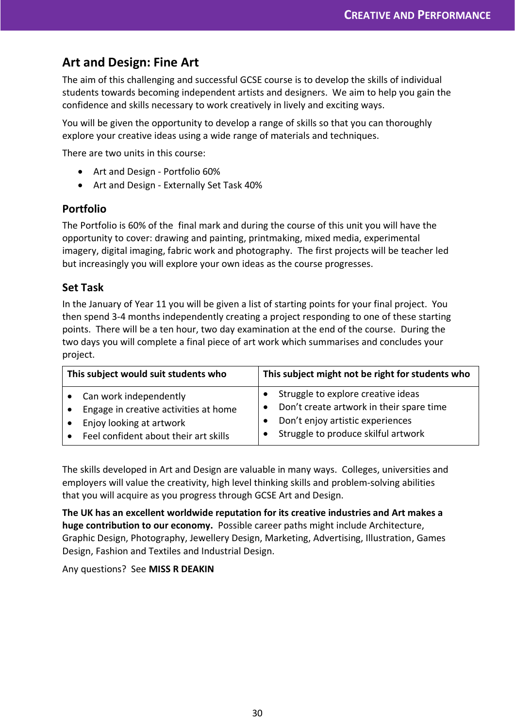## Art and Design: Fine Art

The aim of this challenging and successful GCSE course is to develop the skills of individual students towards becoming independent artists and designers. We aim to help you gain the confidence and skills necessary to work creatively in lively and exciting ways.

You will be given the opportunity to develop a range of skills so that you can thoroughly explore your creative ideas using a wide range of materials and techniques.

There are two units in this course:

- Art and Design - Portfolio 60%
- Art and Design - Externally Set Task 40%

### Portfolio

The Portfolio is 60% of the final mark and during the course of this unit you will have the opportunity to cover: drawing and painting, printmaking, mixed media, experimental imagery, digital imaging, fabric work and photography. The first projects will be teacher led but increasingly you will explore your own ideas as the course progresses.

### Set Task

In the January of Year 11 you will be given a list of starting points for your final project. You then spend 3-4 months independently creating a project responding to one of these starting points. There will be a ten hour, two day examination at the end of the course. During the two days you will complete a final piece of art work which summarises and concludes your project.

| This subject would suit students who | This subject might not be right for students who |
|---|---|
| • Can work independently<br>• Engage in creative activities at home<br>• Enjoy looking at artwork<br>• Feel confident about their art skills | • Struggle to explore creative ideas<br>• Don't create artwork in their spare time<br>• Don't enjoy artistic experiences<br>• Struggle to produce skilful artwork |

The skills developed in Art and Design are valuable in many ways. Colleges, universities and employers will value the creativity, high level thinking skills and problem-solving abilities that you will acquire as you progress through GCSE Art and Design.

**The UK has an excellent worldwide reputation for its creative industries and Art makes a huge contribution to our economy.** Possible career paths might include Architecture, Graphic Design, Photography, Jewellery Design, Marketing, Advertising, Illustration, Games Design, Fashion and Textiles and Industrial Design.

Any questions? See **MISS R DEAKIN**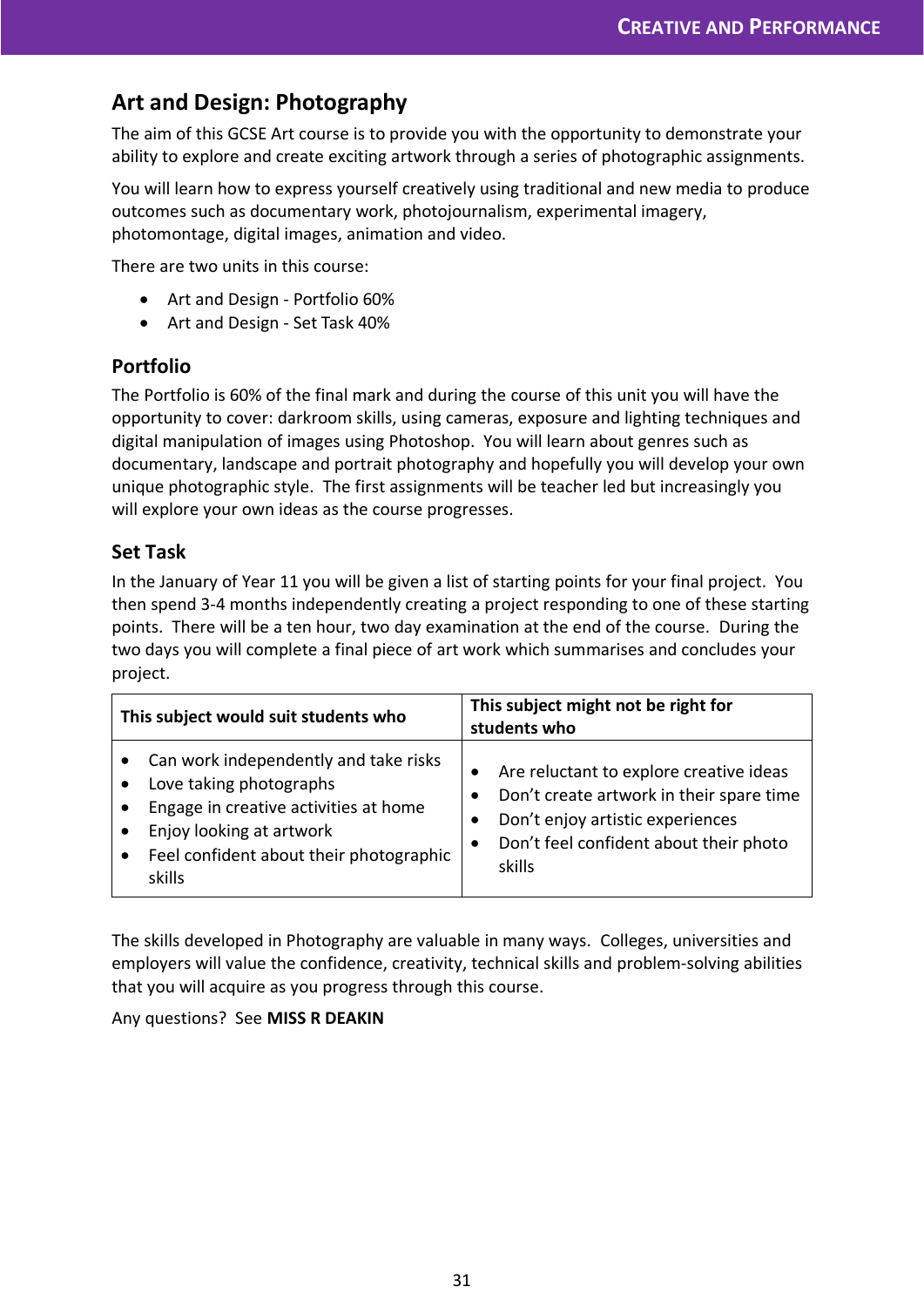## Art and Design: Photography

The aim of this GCSE Art course is to provide you with the opportunity to demonstrate your ability to explore and create exciting artwork through a series of photographic assignments.

You will learn how to express yourself creatively using traditional and new media to produce outcomes such as documentary work, photojournalism, experimental imagery, photomontage, digital images, animation and video.

There are two units in this course:

- Art and Design - Portfolio 60%
- Art and Design - Set Task 40%

### Portfolio

The Portfolio is 60% of the final mark and during the course of this unit you will have the opportunity to cover: darkroom skills, using cameras, exposure and lighting techniques and digital manipulation of images using Photoshop. You will learn about genres such as documentary, landscape and portrait photography and hopefully you will develop your own unique photographic style. The first assignments will be teacher led but increasingly you will explore your own ideas as the course progresses.

### Set Task

In the January of Year 11 you will be given a list of starting points for your final project. You then spend 3-4 months independently creating a project responding to one of these starting points. There will be a ten hour, two day examination at the end of the course. During the two days you will complete a final piece of art work which summarises and concludes your project.

| This subject would suit students who | This subject might not be right for students who |
|---|---|
| • Can work independently and take risks<br>• Love taking photographs<br>• Engage in creative activities at home<br>• Enjoy looking at artwork<br>• Feel confident about their photographic skills | • Are reluctant to explore creative ideas<br>• Don't create artwork in their spare time<br>• Don't enjoy artistic experiences<br>• Don't feel confident about their photo skills |

The skills developed in Photography are valuable in many ways. Colleges, universities and employers will value the confidence, creativity, technical skills and problem-solving abilities that you will acquire as you progress through this course.

Any questions? See **MISS R DEAKIN**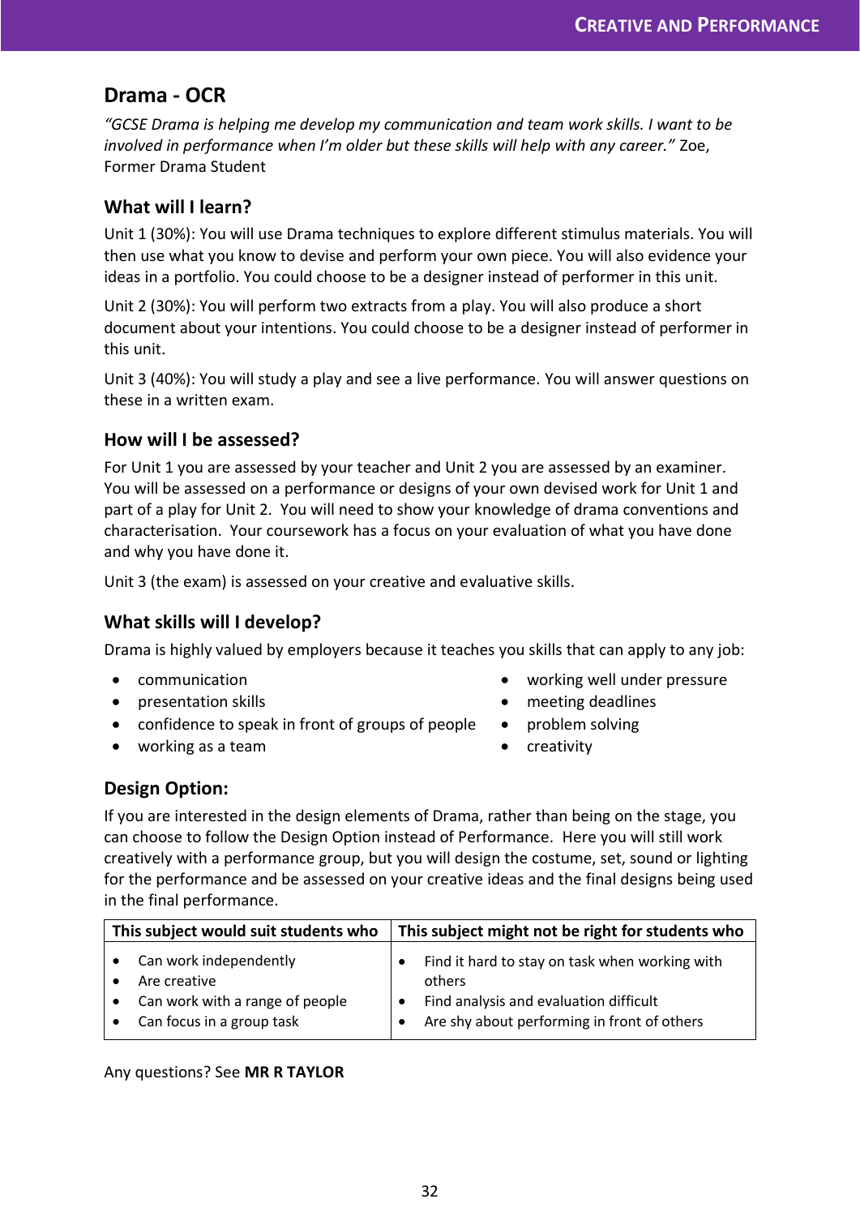## Drama - OCR

*"GCSE Drama is helping me develop my communication and team work skills. I want to be involved in performance when I'm older but these skills will help with any career."* Zoe, Former Drama Student

### What will I learn?

Unit 1 (30%): You will use Drama techniques to explore different stimulus materials. You will then use what you know to devise and perform your own piece. You will also evidence your ideas in a portfolio. You could choose to be a designer instead of performer in this unit.

Unit 2 (30%): You will perform two extracts from a play. You will also produce a short document about your intentions. You could choose to be a designer instead of performer in this unit.

Unit 3 (40%): You will study a play and see a live performance. You will answer questions on these in a written exam.

### How will I be assessed?

For Unit 1 you are assessed by your teacher and Unit 2 you are assessed by an examiner. You will be assessed on a performance or designs of your own devised work for Unit 1 and part of a play for Unit 2. You will need to show your knowledge of drama conventions and characterisation. Your coursework has a focus on your evaluation of what you have done and why you have done it.

Unit 3 (the exam) is assessed on your creative and evaluative skills.

### What skills will I develop?

Drama is highly valued by employers because it teaches you skills that can apply to any job:

- communication
- presentation skills
- confidence to speak in front of groups of people
- working as a team
- working well under pressure
- meeting deadlines
- problem solving
- creativity

### Design Option:

If you are interested in the design elements of Drama, rather than being on the stage, you can choose to follow the Design Option instead of Performance. Here you will still work creatively with a performance group, but you will design the costume, set, sound or lighting for the performance and be assessed on your creative ideas and the final designs being used in the final performance.

| This subject would suit students who | This subject might not be right for students who |
|---|---|
| • Can work independently<br>• Are creative<br>• Can work with a range of people<br>• Can focus in a group task | • Find it hard to stay on task when working with others<br>• Find analysis and evaluation difficult<br>• Are shy about performing in front of others |

Any questions? See **MR R TAYLOR**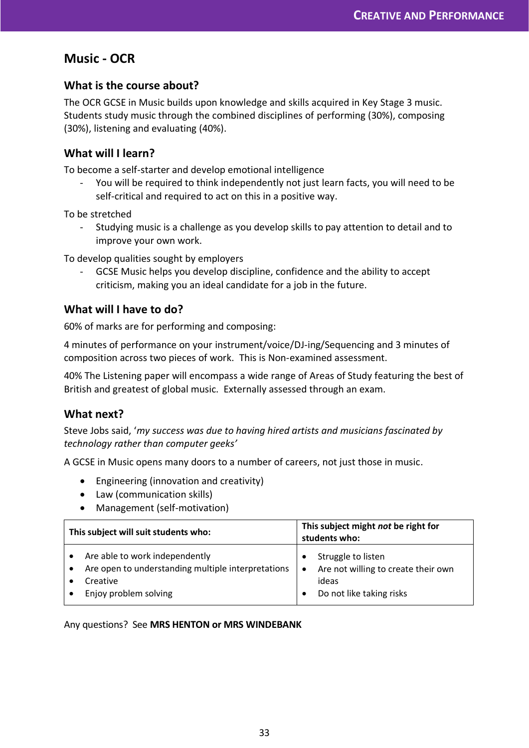## Music - OCR

### What is the course about?

The OCR GCSE in Music builds upon knowledge and skills acquired in Key Stage 3 music. Students study music through the combined disciplines of performing (30%), composing (30%), listening and evaluating (40%).

### What will I learn?

To become a self-starter and develop emotional intelligence

- You will be required to think independently not just learn facts, you will need to be self-critical and required to act on this in a positive way.

To be stretched

- Studying music is a challenge as you develop skills to pay attention to detail and to improve your own work.

To develop qualities sought by employers

- GCSE Music helps you develop discipline, confidence and the ability to accept criticism, making you an ideal candidate for a job in the future.

### What will I have to do?

60% of marks are for performing and composing:

4 minutes of performance on your instrument/voice/DJ-ing/Sequencing and 3 minutes of composition across two pieces of work. This is Non-examined assessment.

40% The Listening paper will encompass a wide range of Areas of Study featuring the best of British and greatest of global music. Externally assessed through an exam.

### What next?

Steve Jobs said, '*my success was due to having hired artists and musicians fascinated by technology rather than computer geeks'*

A GCSE in Music opens many doors to a number of careers, not just those in music.

- Engineering (innovation and creativity)
- Law (communication skills)
- Management (self-motivation)

| This subject will suit students who: | This subject might *not* be right for students who: |
|---|---|
| • Are able to work independently<br>• Are open to understanding multiple interpretations<br>• Creative<br>• Enjoy problem solving | • Struggle to listen<br>• Are not willing to create their own ideas<br>• Do not like taking risks |

Any questions? See **MRS HENTON or MRS WINDEBANK**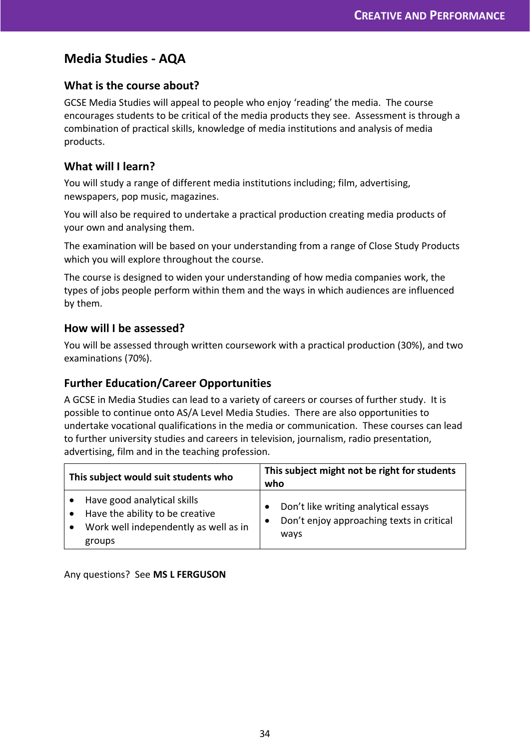## Media Studies - AQA

### What is the course about?

GCSE Media Studies will appeal to people who enjoy 'reading' the media. The course encourages students to be critical of the media products they see. Assessment is through a combination of practical skills, knowledge of media institutions and analysis of media products.

### What will I learn?

You will study a range of different media institutions including; film, advertising, newspapers, pop music, magazines.

You will also be required to undertake a practical production creating media products of your own and analysing them.

The examination will be based on your understanding from a range of Close Study Products which you will explore throughout the course.

The course is designed to widen your understanding of how media companies work, the types of jobs people perform within them and the ways in which audiences are influenced by them.

### How will I be assessed?

You will be assessed through written coursework with a practical production (30%), and two examinations (70%).

### Further Education/Career Opportunities

A GCSE in Media Studies can lead to a variety of careers or courses of further study. It is possible to continue onto AS/A Level Media Studies. There are also opportunities to undertake vocational qualifications in the media or communication. These courses can lead to further university studies and careers in television, journalism, radio presentation, advertising, film and in the teaching profession.

| This subject would suit students who | This subject might not be right for students who |
|---|---|
| • Have good analytical skills<br>• Have the ability to be creative<br>• Work well independently as well as in groups | • Don't like writing analytical essays<br>• Don't enjoy approaching texts in critical ways |

Any questions? See **MS L FERGUSON**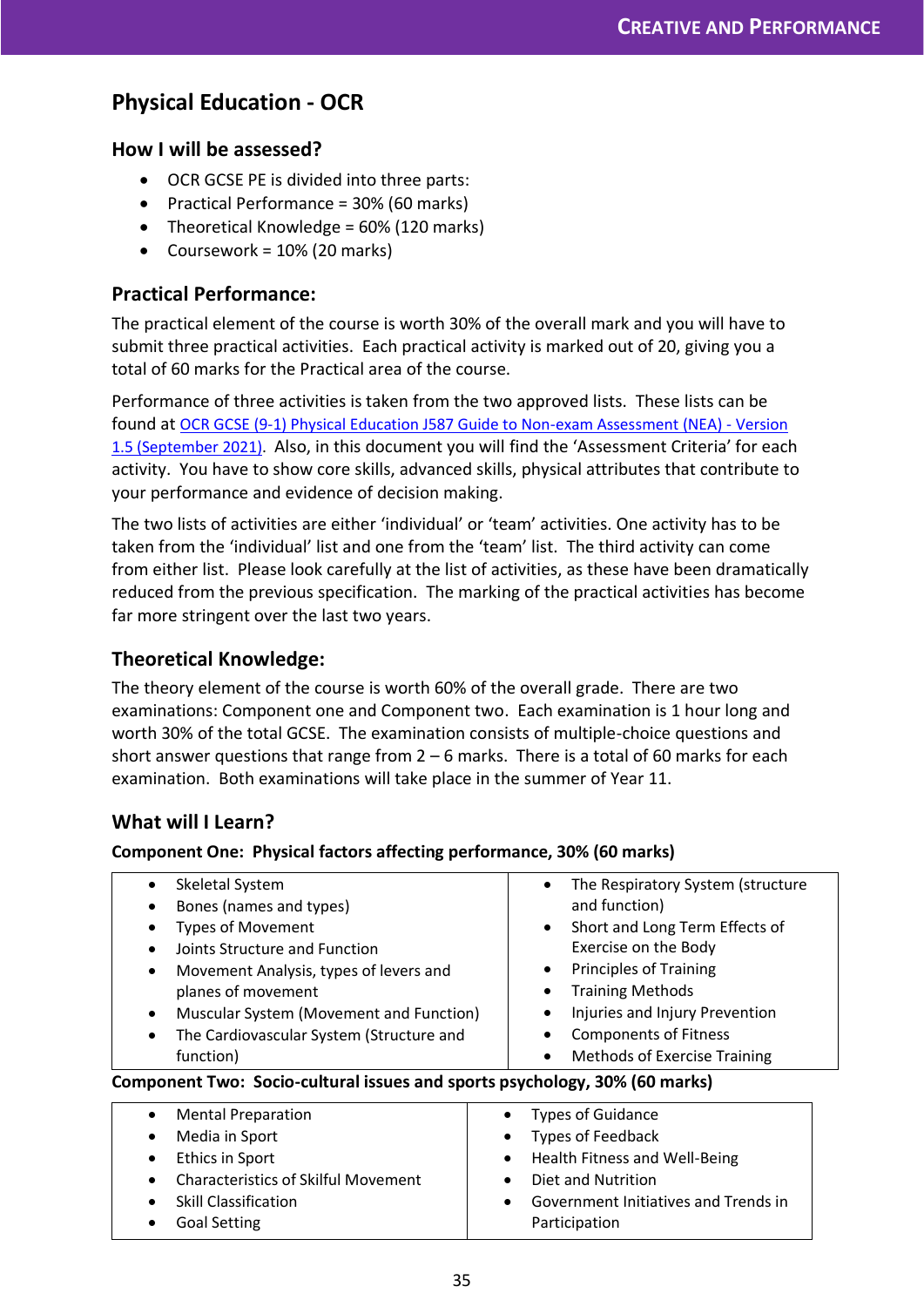## Physical Education - OCR

### How I will be assessed?

- OCR GCSE PE is divided into three parts:
- Practical Performance = 30% (60 marks)
- Theoretical Knowledge = 60% (120 marks)
- Coursework = 10% (20 marks)

### Practical Performance:

The practical element of the course is worth 30% of the overall mark and you will have to submit three practical activities. Each practical activity is marked out of 20, giving you a total of 60 marks for the Practical area of the course.

Performance of three activities is taken from the two approved lists. These lists can be found at [OCR GCSE (9-1) Physical Education J587 Guide to Non-exam Assessment (NEA) - Version 1.5 (September 2021)](). Also, in this document you will find the 'Assessment Criteria' for each activity. You have to show core skills, advanced skills, physical attributes that contribute to your performance and evidence of decision making.

The two lists of activities are either 'individual' or 'team' activities. One activity has to be taken from the 'individual' list and one from the 'team' list. The third activity can come from either list. Please look carefully at the list of activities, as these have been dramatically reduced from the previous specification. The marking of the practical activities has become far more stringent over the last two years.

### Theoretical Knowledge:

The theory element of the course is worth 60% of the overall grade. There are two examinations: Component one and Component two. Each examination is 1 hour long and worth 30% of the total GCSE. The examination consists of multiple-choice questions and short answer questions that range from 2 – 6 marks. There is a total of 60 marks for each examination. Both examinations will take place in the summer of Year 11.

### What will I Learn?

**Component One: Physical factors affecting performance, 30% (60 marks)**

- Skeletal System
- Bones (names and types)
- Types of Movement
- Joints Structure and Function
- Movement Analysis, types of levers and planes of movement
- Muscular System (Movement and Function)
- The Cardiovascular System (Structure and function)
- The Respiratory System (structure and function)
- Short and Long Term Effects of Exercise on the Body
- Principles of Training
- Training Methods
- Injuries and Injury Prevention
- Components of Fitness
- Methods of Exercise Training

**Component Two: Socio-cultural issues and sports psychology, 30% (60 marks)**

- Mental Preparation
- Media in Sport
- Ethics in Sport
- Characteristics of Skilful Movement
- Skill Classification
- Goal Setting
- Types of Guidance
- Types of Feedback
- Health Fitness and Well-Being
- Diet and Nutrition
- Government Initiatives and Trends in Participation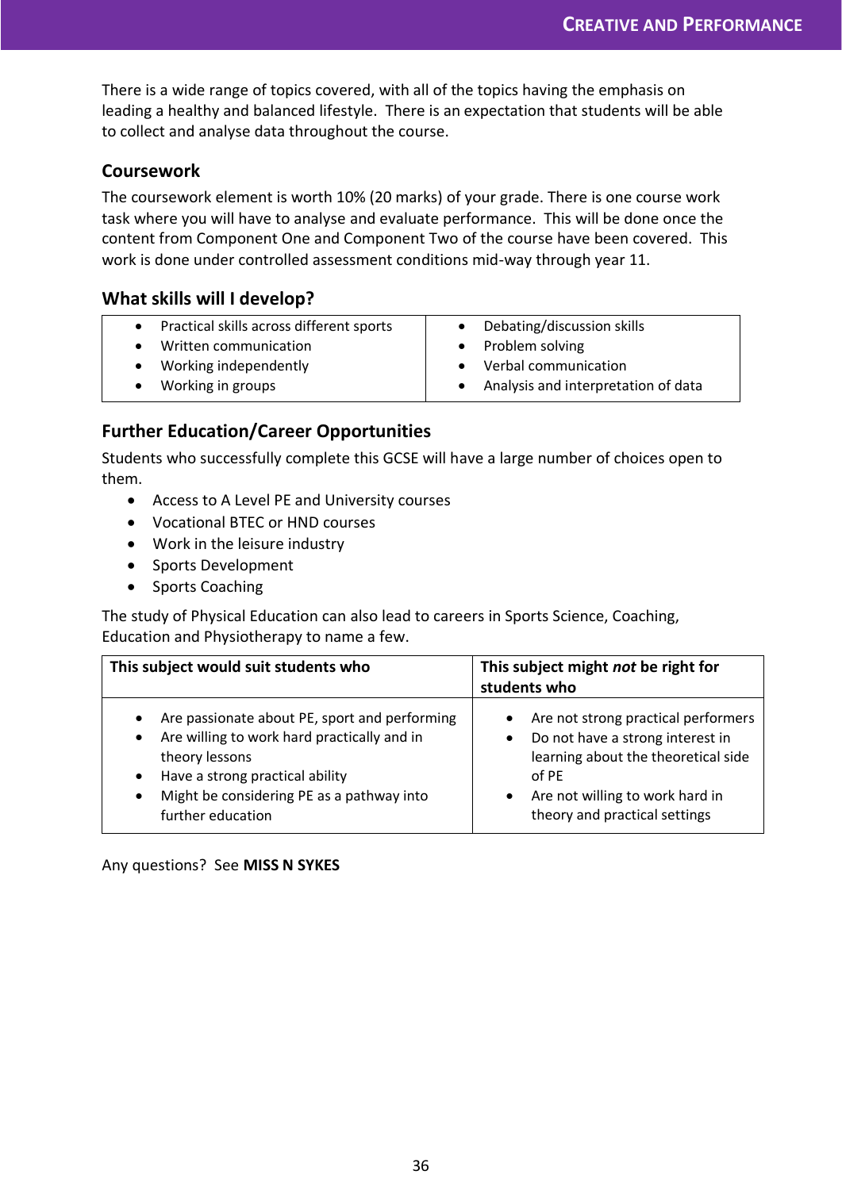There is a wide range of topics covered, with all of the topics having the emphasis on leading a healthy and balanced lifestyle. There is an expectation that students will be able to collect and analyse data throughout the course.

### Coursework

The coursework element is worth 10% (20 marks) of your grade. There is one course work task where you will have to analyse and evaluate performance. This will be done once the content from Component One and Component Two of the course have been covered. This work is done under controlled assessment conditions mid-way through year 11.

### What skills will I develop?

| | |
|---|---|
| • Practical skills across different sports<br>• Written communication<br>• Working independently<br>• Working in groups | • Debating/discussion skills<br>• Problem solving<br>• Verbal communication<br>• Analysis and interpretation of data |

### Further Education/Career Opportunities

Students who successfully complete this GCSE will have a large number of choices open to them.

- Access to A Level PE and University courses
- Vocational BTEC or HND courses
- Work in the leisure industry
- Sports Development
- Sports Coaching

The study of Physical Education can also lead to careers in Sports Science, Coaching, Education and Physiotherapy to name a few.

| This subject would suit students who | This subject might *not* be right for students who |
|---|---|
| • Are passionate about PE, sport and performing<br>• Are willing to work hard practically and in theory lessons<br>• Have a strong practical ability<br>• Might be considering PE as a pathway into further education | • Are not strong practical performers<br>• Do not have a strong interest in learning about the theoretical side of PE<br>• Are not willing to work hard in theory and practical settings |

Any questions? See **MISS N SYKES**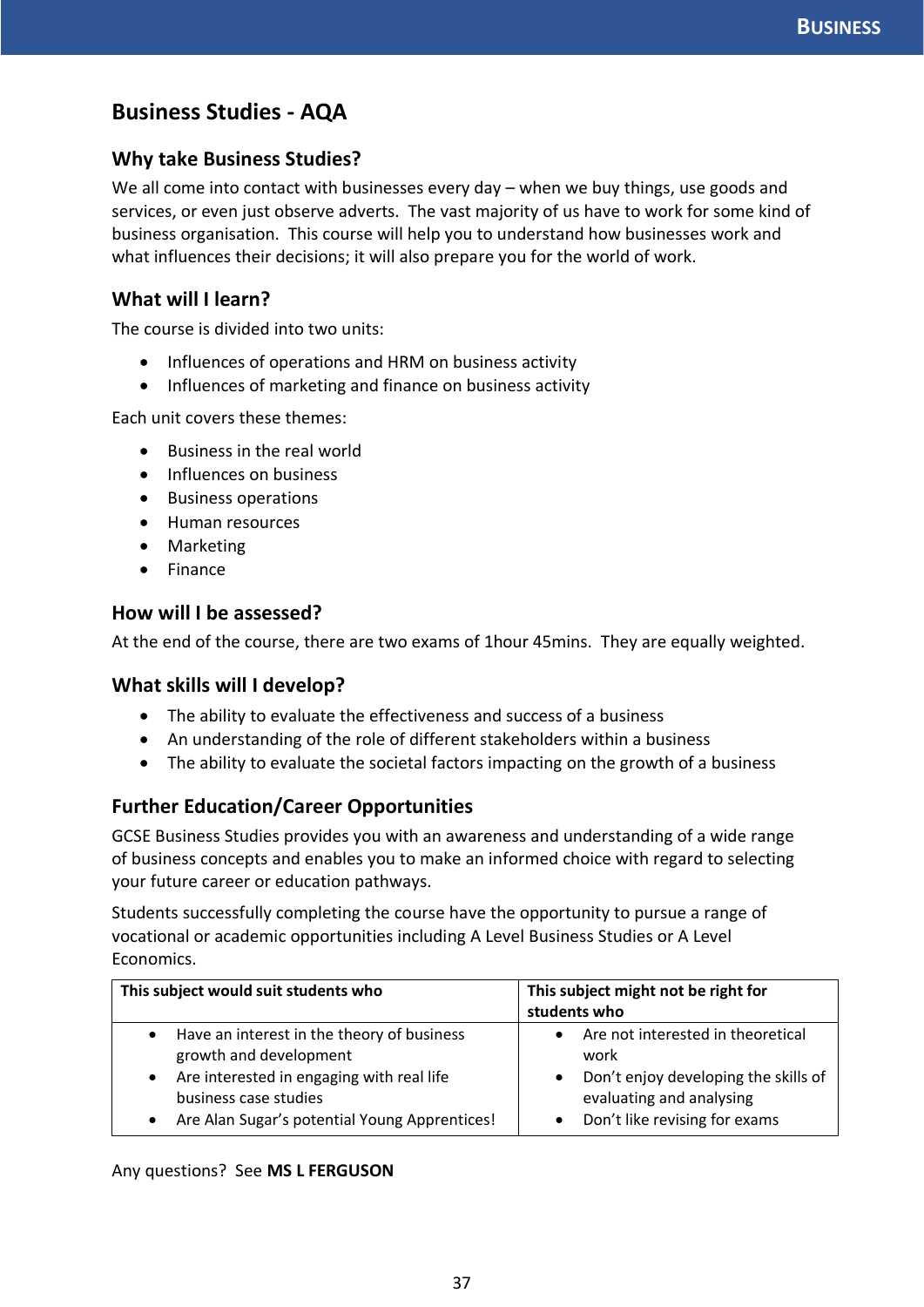# Business Studies - AQA

## Why take Business Studies?

We all come into contact with businesses every day – when we buy things, use goods and services, or even just observe adverts. The vast majority of us have to work for some kind of business organisation. This course will help you to understand how businesses work and what influences their decisions; it will also prepare you for the world of work.

## What will I learn?

The course is divided into two units:

- Influences of operations and HRM on business activity
- Influences of marketing and finance on business activity

Each unit covers these themes:

- Business in the real world
- Influences on business
- Business operations
- Human resources
- Marketing
- Finance

## How will I be assessed?

At the end of the course, there are two exams of 1hour 45mins. They are equally weighted.

## What skills will I develop?

- The ability to evaluate the effectiveness and success of a business
- An understanding of the role of different stakeholders within a business
- The ability to evaluate the societal factors impacting on the growth of a business

## Further Education/Career Opportunities

GCSE Business Studies provides you with an awareness and understanding of a wide range of business concepts and enables you to make an informed choice with regard to selecting your future career or education pathways.

Students successfully completing the course have the opportunity to pursue a range of vocational or academic opportunities including A Level Business Studies or A Level Economics.

| This subject would suit students who | This subject might not be right for students who |
|---|---|
| • Have an interest in the theory of business growth and development<br>• Are interested in engaging with real life business case studies<br>• Are Alan Sugar's potential Young Apprentices! | • Are not interested in theoretical work<br>• Don't enjoy developing the skills of evaluating and analysing<br>• Don't like revising for exams |

Any questions? See **MS L FERGUSON**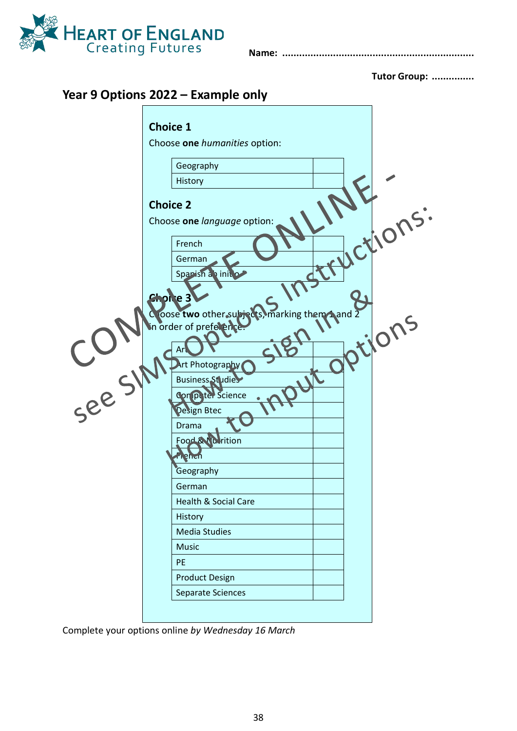HEART OF ENGLAND
Creating Futures

**Name: ....................................................................**

**Tutor Group: ...............**

## Year 9 Options 2022 – Example only

COMPLETE ONLINE - see SIMS Options Instructions: How to sign in & How to input options

### Choice 1

Choose **one** *humanities* option:

| | |
|---|---|
| Geography | |
| History | |

### Choice 2

Choose **one** *language* option:

| | |
|---|---|
| French | |
| German | |
| Spanish ab initio * | |

### Choice 3

Choose **two** other subjects, marking them 1 and 2 in order of preference:

| | |
|---|---|
| Art | |
| Art Photography | |
| Business Studies | |
| Computer Science | |
| Design Btec | |
| Drama | |
| Food & Nutrition | |
| French | |
| Geography | |
| German | |
| Health & Social Care | |
| History | |
| Media Studies | |
| Music | |
| PE | |
| Product Design | |
| Separate Sciences | |

Complete your options online *by Wednesday 16 March*